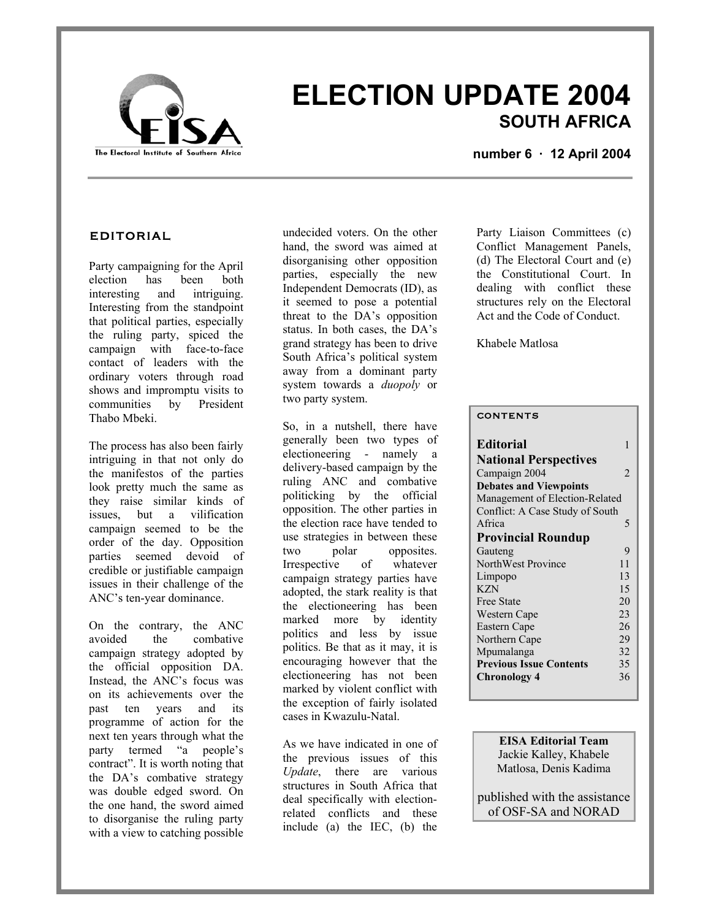# ELECTION UPDATE 2004

## SOUTH AFRICA

**number 6 · 12 April 2004**

## EDITORIAL

Party campaigning for the April election has been both interesting and intriguing. Interesting from the standpoint that political parties, especially the ruling party, spiced the campaign with face-to-face contact of leaders with the ordinary voters through road shows and impromptu visits to communities by President Thabo Mbeki.

The process has also been fairly intriguing in that not only do the manifestos of the parties look pretty much the same as they raise similar kinds of issues, but a vilification campaign seemed to be the order of the day. Opposition parties seemed devoid of credible or justifiable campaign issues in their challenge of the ANC's ten-year dominance.

On the contrary, the ANC avoided the combative campaign strategy adopted by the official opposition DA. Instead, the ANC's focus was on its achievements over the past ten years and its programme of action for the next ten years through what the party termed "a people's contract". It is worth noting that the DA's combative strategy was double edged sword. On the one hand, the sword aimed to disorganise the ruling party with a view to catching possible undecided voters. On the other hand, the sword was aimed at disorganising other opposition parties, especially the new Independent Democrats (ID), as it seemed to pose a potential threat to the DA's opposition status. In both cases, the DA's grand strategy has been to drive South Africa's political system away from a dominant party system towards a *duopoly* or two party system.

So, in a nutshell, there have generally been two types of electioneering - namely a delivery-based campaign by the ruling ANC and combative politicking by the official opposition. The other parties in the election race have tended to use strategies in between these two polar opposites. Irrespective of whatever campaign strategy parties have adopted, the stark reality is that the electioneering has been marked more by identity politics and less by issue politics. Be that as it may, it is encouraging however that the electioneering has not been marked by violent conflict with the exception of fairly isolated cases in Kwazulu-Natal.

As we have indicated in one of the previous issues of this *Update*, there are various structures in South Africa that deal specifically with election-related conflicts and these include (a) the IEC, (b) the Party Liaison Committees (c) Conflict Management Panels, (d) The Electoral Court and (e) the Constitutional Court. In dealing with conflict these structures rely on the Electoral Act and the Code of Conduct.

Khabele Matlosa

## CONTENTS

| | |
|---|---|
| **Editorial** | 1 |
| **National Perspectives** | |
| Campaign 2004 | 2 |
| **Debates and Viewpoints** | |
| Management of Election-Related Conflict: A Case Study of South Africa | 5 |
| **Provincial Roundup** | |
| Gauteng | 9 |
| NorthWest Province | 11 |
| Limpopo | 13 |
| KZN | 15 |
| Free State | 20 |
| Western Cape | 23 |
| Eastern Cape | 26 |
| Northern Cape | 29 |
| Mpumalanga | 32 |
| **Previous Issue Contents** | 35 |
| **Chronology 4** | 36 |

**EISA Editorial Team**
Jackie Kalley, Khabele Matlosa, Denis Kadima

published with the assistance of OSF-SA and NORAD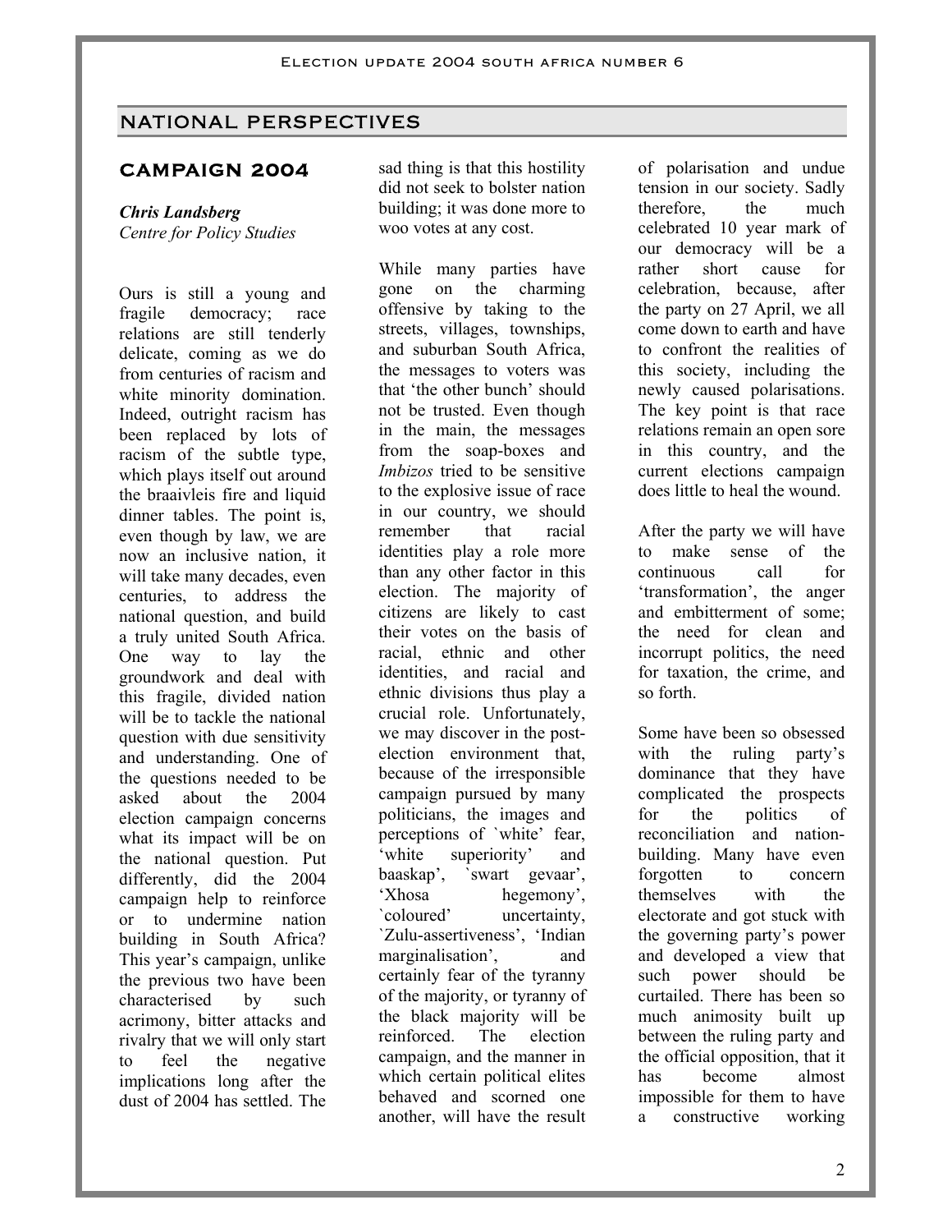## NATIONAL PERSPECTIVES

### CAMPAIGN 2004

***Chris Landsberg***
*Centre for Policy Studies*

Ours is still a young and fragile democracy; race relations are still tenderly delicate, coming as we do from centuries of racism and white minority domination. Indeed, outright racism has been replaced by lots of racism of the subtle type, which plays itself out around the braaivleis fire and liquid dinner tables. The point is, even though by law, we are now an inclusive nation, it will take many decades, even centuries, to address the national question, and build a truly united South Africa. One way to lay the groundwork and deal with this fragile, divided nation will be to tackle the national question with due sensitivity and understanding. One of the questions needed to be asked about the 2004 election campaign concerns what its impact will be on the national question. Put differently, did the 2004 campaign help to reinforce or to undermine nation building in South Africa? This year's campaign, unlike the previous two have been characterised by such acrimony, bitter attacks and rivalry that we will only start to feel the negative implications long after the dust of 2004 has settled. The sad thing is that this hostility did not seek to bolster nation building; it was done more to woo votes at any cost.

While many parties have gone on the charming offensive by taking to the streets, villages, townships, and suburban South Africa, the messages to voters was that 'the other bunch' should not be trusted. Even though in the main, the messages from the soap-boxes and *Imbizos* tried to be sensitive to the explosive issue of race in our country, we should remember that racial identities play a role more than any other factor in this election. The majority of citizens are likely to cast their votes on the basis of racial, ethnic and other identities, and racial and ethnic divisions thus play a crucial role. Unfortunately, we may discover in the post-election environment that, because of the irresponsible campaign pursued by many politicians, the images and perceptions of `white' fear, 'white superiority' and baaskap', `swart gevaar', 'Xhosa hegemony', `coloured' uncertainty, `Zulu-assertiveness', 'Indian marginalisation', and certainly fear of the tyranny of the majority, or tyranny of the black majority will be reinforced. The election campaign, and the manner in which certain political elites behaved and scorned one another, will have the result of polarisation and undue tension in our society. Sadly therefore, the much celebrated 10 year mark of our democracy will be a rather short cause for celebration, because, after the party on 27 April, we all come down to earth and have to confront the realities of this society, including the newly caused polarisations. The key point is that race relations remain an open sore in this country, and the current elections campaign does little to heal the wound.

After the party we will have to make sense of the continuous call for 'transformation', the anger and embitterment of some; the need for clean and incorrupt politics, the need for taxation, the crime, and so forth.

Some have been so obsessed with the ruling party's dominance that they have complicated the prospects for the politics of reconciliation and nation-building. Many have even forgotten to concern themselves with the electorate and got stuck with the governing party's power and developed a view that such power should be curtailed. There has been so much animosity built up between the ruling party and the official opposition, that it has become almost impossible for them to have a constructive working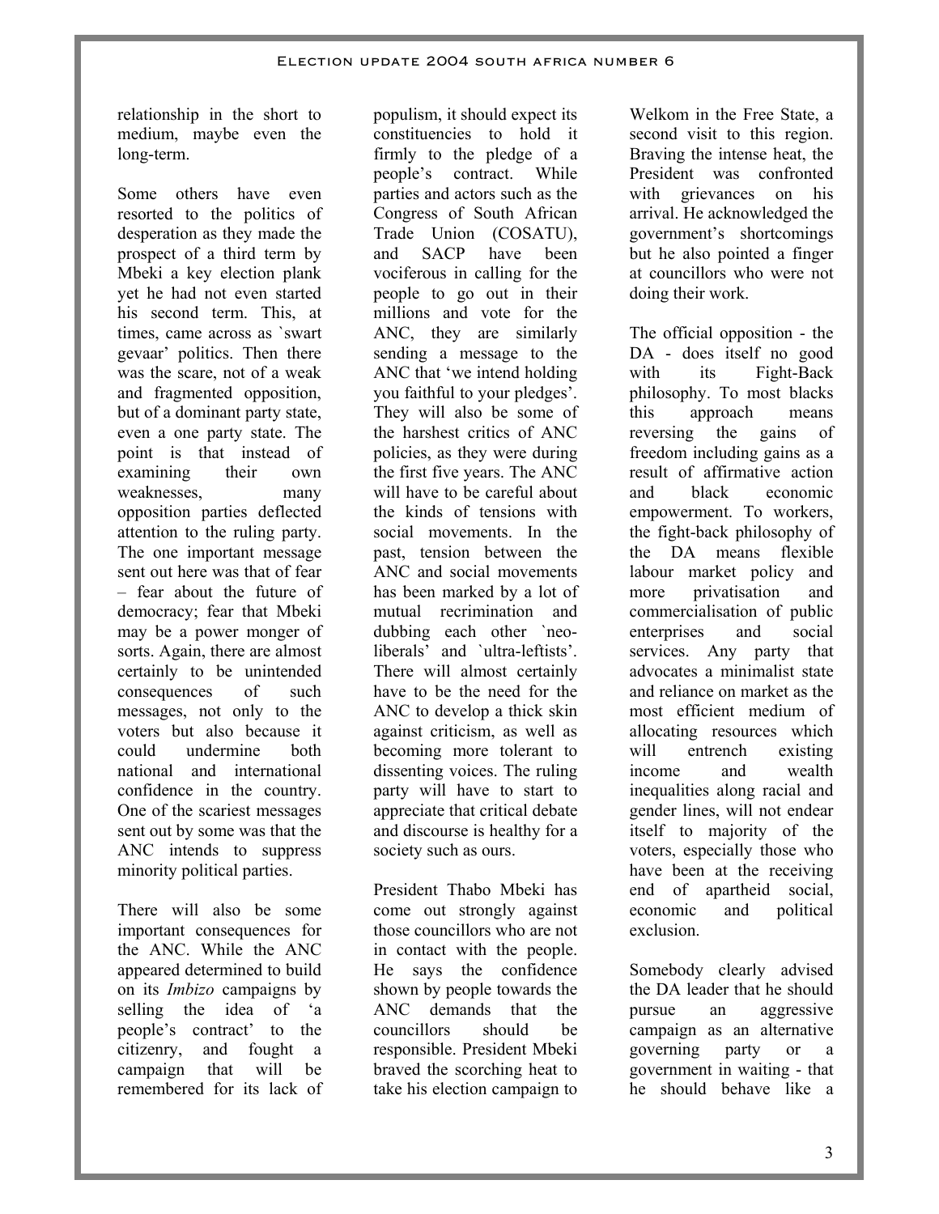relationship in the short to medium, maybe even the long-term.

Some others have even resorted to the politics of desperation as they made the prospect of a third term by Mbeki a key election plank yet he had not even started his second term. This, at times, came across as `swart gevaar' politics. Then there was the scare, not of a weak and fragmented opposition, but of a dominant party state, even a one party state. The point is that instead of examining their own weaknesses, many opposition parties deflected attention to the ruling party. The one important message sent out here was that of fear – fear about the future of democracy; fear that Mbeki may be a power monger of sorts. Again, there are almost certainly to be unintended consequences of such messages, not only to the voters but also because it could undermine both national and international confidence in the country. One of the scariest messages sent out by some was that the ANC intends to suppress minority political parties.

There will also be some important consequences for the ANC. While the ANC appeared determined to build on its *Imbizo* campaigns by selling the idea of 'a people's contract' to the citizenry, and fought a campaign that will be remembered for its lack of populism, it should expect its constituencies to hold it firmly to the pledge of a people's contract. While parties and actors such as the Congress of South African Trade Union (COSATU), and SACP have been vociferous in calling for the people to go out in their millions and vote for the ANC, they are similarly sending a message to the ANC that 'we intend holding you faithful to your pledges'. They will also be some of the harshest critics of ANC policies, as they were during the first five years. The ANC will have to be careful about the kinds of tensions with social movements. In the past, tension between the ANC and social movements has been marked by a lot of mutual recrimination and dubbing each other `neo-liberals' and `ultra-leftists'. There will almost certainly have to be the need for the ANC to develop a thick skin against criticism, as well as becoming more tolerant to dissenting voices. The ruling party will have to start to appreciate that critical debate and discourse is healthy for a society such as ours.

President Thabo Mbeki has come out strongly against those councillors who are not in contact with the people. He says the confidence shown by people towards the ANC demands that the councillors should be responsible. President Mbeki braved the scorching heat to take his election campaign to Welkom in the Free State, a second visit to this region. Braving the intense heat, the President was confronted with grievances on his arrival. He acknowledged the government's shortcomings but he also pointed a finger at councillors who were not doing their work.

The official opposition - the DA - does itself no good with its Fight-Back philosophy. To most blacks this approach means reversing the gains of freedom including gains as a result of affirmative action and black economic empowerment. To workers, the fight-back philosophy of the DA means flexible labour market policy and more privatisation and commercialisation of public enterprises and social services. Any party that advocates a minimalist state and reliance on market as the most efficient medium of allocating resources which will entrench existing income and wealth inequalities along racial and gender lines, will not endear itself to majority of the voters, especially those who have been at the receiving end of apartheid social, economic and political exclusion.

Somebody clearly advised the DA leader that he should pursue an aggressive campaign as an alternative governing party or a government in waiting - that he should behave like a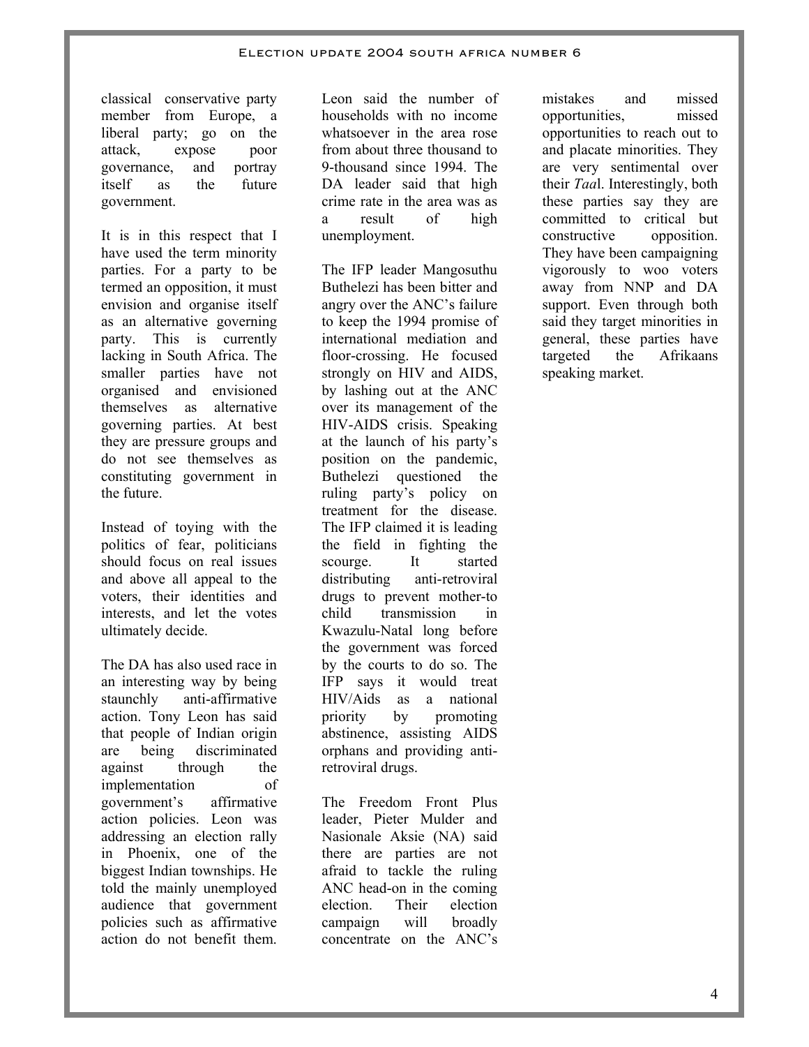classical conservative party member from Europe, a liberal party; go on the attack, expose poor governance, and portray itself as the future government.

It is in this respect that I have used the term minority parties. For a party to be termed an opposition, it must envision and organise itself as an alternative governing party. This is currently lacking in South Africa. The smaller parties have not organised and envisioned themselves as alternative governing parties. At best they are pressure groups and do not see themselves as constituting government in the future.

Instead of toying with the politics of fear, politicians should focus on real issues and above all appeal to the voters, their identities and interests, and let the votes ultimately decide.

The DA has also used race in an interesting way by being staunchly anti-affirmative action. Tony Leon has said that people of Indian origin are being discriminated against through the implementation of government's affirmative action policies. Leon was addressing an election rally in Phoenix, one of the biggest Indian townships. He told the mainly unemployed audience that government policies such as affirmative action do not benefit them. Leon said the number of households with no income whatsoever in the area rose from about three thousand to 9-thousand since 1994. The DA leader said that high crime rate in the area was as a result of high unemployment.

The IFP leader Mangosuthu Buthelezi has been bitter and angry over the ANC's failure to keep the 1994 promise of international mediation and floor-crossing. He focused strongly on HIV and AIDS, by lashing out at the ANC over its management of the HIV-AIDS crisis. Speaking at the launch of his party's position on the pandemic, Buthelezi questioned the ruling party's policy on treatment for the disease. The IFP claimed it is leading the field in fighting the scourge. It started distributing anti-retroviral drugs to prevent mother-to child transmission in Kwazulu-Natal long before the government was forced by the courts to do so. The IFP says it would treat HIV/Aids as a national priority by promoting abstinence, assisting AIDS orphans and providing anti-retroviral drugs.

The Freedom Front Plus leader, Pieter Mulder and Nasionale Aksie (NA) said there are parties are not afraid to tackle the ruling ANC head-on in the coming election. Their election campaign will broadly concentrate on the ANC's mistakes and missed opportunities, missed opportunities to reach out to and placate minorities. They are very sentimental over their *Taal*. Interestingly, both these parties say they are committed to critical but constructive opposition. They have been campaigning vigorously to woo voters away from NNP and DA support. Even through both said they target minorities in general, these parties have targeted the Afrikaans speaking market.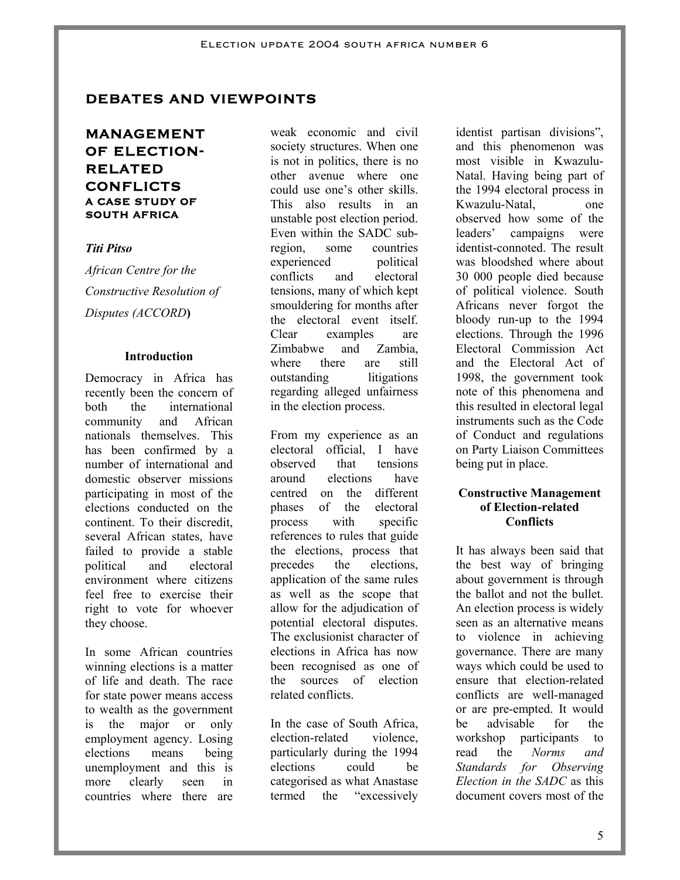## DEBATES AND VIEWPOINTS

### MANAGEMENT OF ELECTION-RELATED CONFLICTS
#### A CASE STUDY OF SOUTH AFRICA

***Titi Pitso***

*African Centre for the Constructive Resolution of Disputes (ACCORD*)

**Introduction**

Democracy in Africa has recently been the concern of both the international community and African nationals themselves. This has been confirmed by a number of international and domestic observer missions participating in most of the elections conducted on the continent. To their discredit, several African states, have failed to provide a stable political and electoral environment where citizens feel free to exercise their right to vote for whoever they choose.

In some African countries winning elections is a matter of life and death. The race for state power means access to wealth as the government is the major or only employment agency. Losing elections means being unemployment and this is more clearly seen in countries where there are weak economic and civil society structures. When one is not in politics, there is no other avenue where one could use one's other skills. This also results in an unstable post election period. Even within the SADC sub-region, some countries experienced political conflicts and electoral tensions, many of which kept smouldering for months after the electoral event itself. Clear examples are Zimbabwe and Zambia, where there are still outstanding litigations regarding alleged unfairness in the election process.

From my experience as an electoral official, I have observed that tensions around elections have centred on the different phases of the electoral process with specific references to rules that guide the elections, process that precedes the elections, application of the same rules as well as the scope that allow for the adjudication of potential electoral disputes. The exclusionist character of elections in Africa has now been recognised as one of the sources of election related conflicts.

In the case of South Africa, election-related violence, particularly during the 1994 elections could be categorised as what Anastase termed the "excessively identist partisan divisions", and this phenomenon was most visible in Kwazulu-Natal. Having being part of the 1994 electoral process in Kwazulu-Natal, one observed how some of the leaders' campaigns were identist-connoted. The result was bloodshed where about 30 000 people died because of political violence. South Africans never forgot the bloody run-up to the 1994 elections. Through the 1996 Electoral Commission Act and the Electoral Act of 1998, the government took note of this phenomena and this resulted in electoral legal instruments such as the Code of Conduct and regulations on Party Liaison Committees being put in place.

**Constructive Management of Election-related Conflicts**

It has always been said that the best way of bringing about government is through the ballot and not the bullet. An election process is widely seen as an alternative means to violence in achieving governance. There are many ways which could be used to ensure that election-related conflicts are well-managed or are pre-empted. It would be advisable for the workshop participants to read the *Norms and Standards for Observing Election in the SADC* as this document covers most of the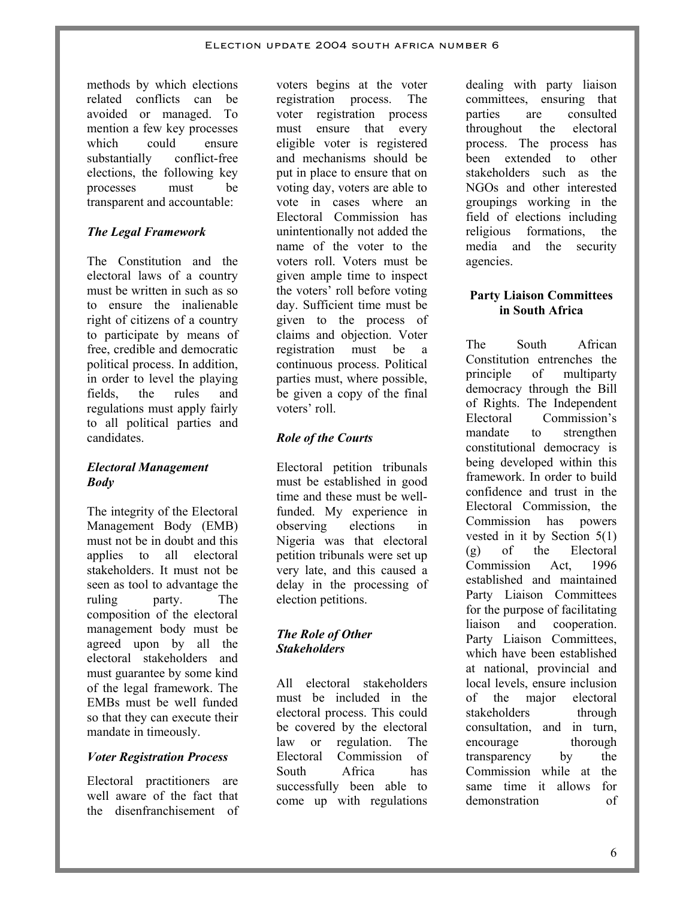methods by which elections related conflicts can be avoided or managed. To mention a few key processes which could ensure substantially conflict-free elections, the following key processes must be transparent and accountable:

***The Legal Framework***

The Constitution and the electoral laws of a country must be written in such as so to ensure the inalienable right of citizens of a country to participate by means of free, credible and democratic political process. In addition, in order to level the playing fields, the rules and regulations must apply fairly to all political parties and candidates.

***Electoral Management Body***

The integrity of the Electoral Management Body (EMB) must not be in doubt and this applies to all electoral stakeholders. It must not be seen as tool to advantage the ruling party. The composition of the electoral management body must be agreed upon by all the electoral stakeholders and must guarantee by some kind of the legal framework. The EMBs must be well funded so that they can execute their mandate in timeously.

***Voter Registration Process***

Electoral practitioners are well aware of the fact that the disenfranchisement of voters begins at the voter registration process. The voter registration process must ensure that every eligible voter is registered and mechanisms should be put in place to ensure that on voting day, voters are able to vote in cases where an Electoral Commission has unintentionally not added the name of the voter to the voters roll. Voters must be given ample time to inspect the voters' roll before voting day. Sufficient time must be given to the process of claims and objection. Voter registration must be a continuous process. Political parties must, where possible, be given a copy of the final voters' roll.

***Role of the Courts***

Electoral petition tribunals must be established in good time and these must be well-funded. My experience in observing elections in Nigeria was that electoral petition tribunals were set up very late, and this caused a delay in the processing of election petitions.

***The Role of Other Stakeholders***

All electoral stakeholders must be included in the electoral process. This could be covered by the electoral law or regulation. The Electoral Commission of South Africa has successfully been able to come up with regulations dealing with party liaison committees, ensuring that parties are consulted throughout the electoral process. The process has been extended to other stakeholders such as the NGOs and other interested groupings working in the field of elections including religious formations, the media and the security agencies.

**Party Liaison Committees in South Africa**

The South African Constitution entrenches the principle of multiparty democracy through the Bill of Rights. The Independent Electoral Commission's mandate to strengthen constitutional democracy is being developed within this framework. In order to build confidence and trust in the Electoral Commission, the Commission has powers vested in it by Section 5(1) (g) of the Electoral Commission Act, 1996 established and maintained Party Liaison Committees for the purpose of facilitating liaison and cooperation. Party Liaison Committees, which have been established at national, provincial and local levels, ensure inclusion of the major electoral stakeholders through consultation, and in turn, encourage thorough transparency by the Commission while at the same time it allows for demonstration of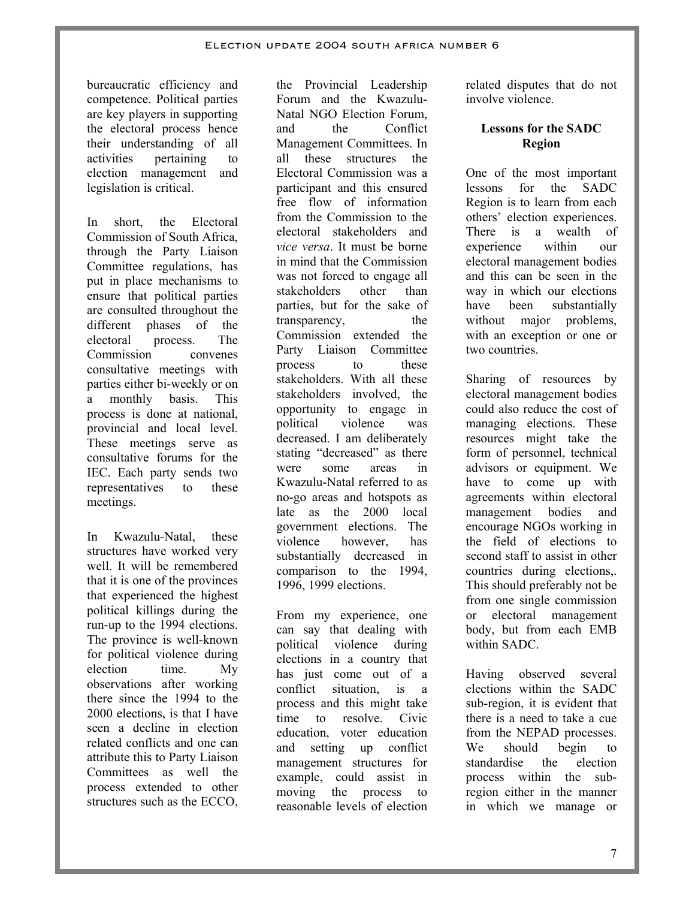bureaucratic efficiency and competence. Political parties are key players in supporting the electoral process hence their understanding of all activities pertaining to election management and legislation is critical.

In short, the Electoral Commission of South Africa, through the Party Liaison Committee regulations, has put in place mechanisms to ensure that political parties are consulted throughout the different phases of the electoral process. The Commission convenes consultative meetings with parties either bi-weekly or on a monthly basis. This process is done at national, provincial and local level. These meetings serve as consultative forums for the IEC. Each party sends two representatives to these meetings.

In Kwazulu-Natal, these structures have worked very well. It will be remembered that it is one of the provinces that experienced the highest political killings during the run-up to the 1994 elections. The province is well-known for political violence during election time. My observations after working there since the 1994 to the 2000 elections, is that I have seen a decline in election related conflicts and one can attribute this to Party Liaison Committees as well the process extended to other structures such as the ECCO, the Provincial Leadership Forum and the Kwazulu-Natal NGO Election Forum, and the Conflict Management Committees. In all these structures the Electoral Commission was a participant and this ensured free flow of information from the Commission to the electoral stakeholders and *vice versa*. It must be borne in mind that the Commission was not forced to engage all stakeholders other than parties, but for the sake of transparency, the Commission extended the Party Liaison Committee process to these stakeholders. With all these stakeholders involved, the opportunity to engage in political violence was decreased. I am deliberately stating "decreased" as there were some areas in Kwazulu-Natal referred to as no-go areas and hotspots as late as the 2000 local government elections. The violence however, has substantially decreased in comparison to the 1994, 1996, 1999 elections.

From my experience, one can say that dealing with political violence during elections in a country that has just come out of a conflict situation, is a process and this might take time to resolve. Civic education, voter education and setting up conflict management structures for example, could assist in moving the process to reasonable levels of election related disputes that do not involve violence.

## Lessons for the SADC Region

One of the most important lessons for the SADC Region is to learn from each others' election experiences. There is a wealth of experience within our electoral management bodies and this can be seen in the way in which our elections have been substantially without major problems, with an exception or one or two countries.

Sharing of resources by electoral management bodies could also reduce the cost of managing elections. These resources might take the form of personnel, technical advisors or equipment. We have to come up with agreements within electoral management bodies and encourage NGOs working in the field of elections to second staff to assist in other countries during elections,. This should preferably not be from one single commission or electoral management body, but from each EMB within SADC.

Having observed several elections within the SADC sub-region, it is evident that there is a need to take a cue from the NEPAD processes. We should begin to standardise the election process within the sub-region either in the manner in which we manage or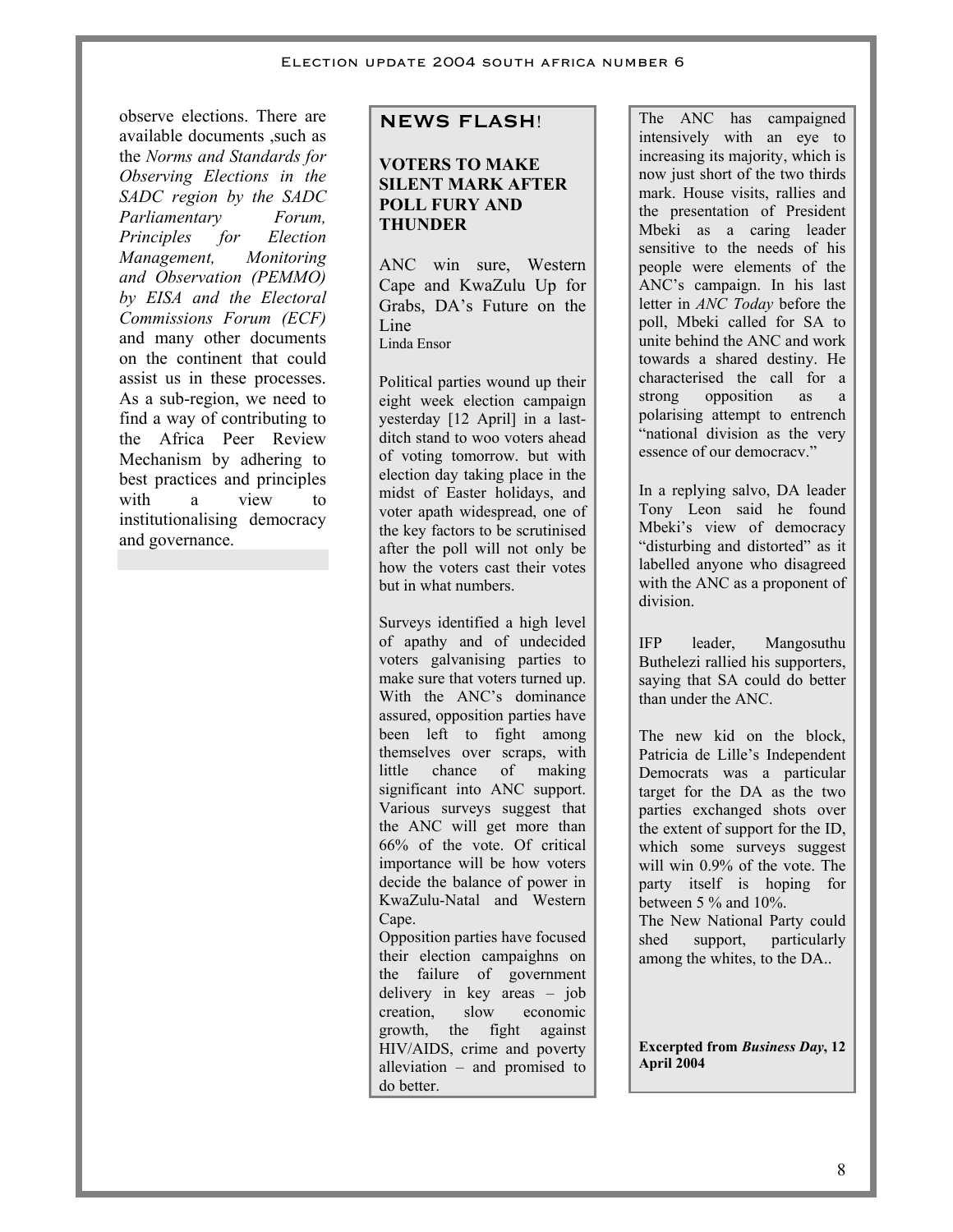observe elections. There are available documents ,such as the *Norms and Standards for Observing Elections in the SADC region by the SADC Parliamentary Forum, Principles for Election Management, Monitoring and Observation (PEMMO) by EISA and the Electoral Commissions Forum (ECF)* and many other documents on the continent that could assist us in these processes. As a sub-region, we need to find a way of contributing to the Africa Peer Review Mechanism by adhering to best practices and principles with a view to institutionalising democracy and governance.

## NEWS FLASH!

### VOTERS TO MAKE SILENT MARK AFTER POLL FURY AND THUNDER

ANC win sure, Western Cape and KwaZulu Up for Grabs, DA's Future on the Line

Linda Ensor

Political parties wound up their eight week election campaign yesterday [12 April] in a last-ditch stand to woo voters ahead of voting tomorrow. but with election day taking place in the midst of Easter holidays, and voter apath widespread, one of the key factors to be scrutinised after the poll will not only be how the voters cast their votes but in what numbers.

Surveys identified a high level of apathy and of undecided voters galvanising parties to make sure that voters turned up. With the ANC's dominance assured, opposition parties have been left to fight among themselves over scraps, with little chance of making significant into ANC support. Various surveys suggest that the ANC will get more than 66% of the vote. Of critical importance will be how voters decide the balance of power in KwaZulu-Natal and Western Cape.

Opposition parties have focused their election campaighns on the failure of government delivery in key areas – job creation, slow economic growth, the fight against HIV/AIDS, crime and poverty alleviation – and promised to do better.

The ANC has campaigned intensively with an eye to increasing its majority, which is now just short of the two thirds mark. House visits, rallies and the presentation of President Mbeki as a caring leader sensitive to the needs of his people were elements of the ANC's campaign. In his last letter in *ANC Today* before the poll, Mbeki called for SA to unite behind the ANC and work towards a shared destiny. He characterised the call for a strong opposition as a polarising attempt to entrench "national division as the very essence of our democracy."

In a replying salvo, DA leader Tony Leon said he found Mbeki's view of democracy "disturbing and distorted" as it labelled anyone who disagreed with the ANC as a proponent of division.

IFP leader, Mangosuthu Buthelezi rallied his supporters, saying that SA could do better than under the ANC.

The new kid on the block, Patricia de Lille's Independent Democrats was a particular target for the DA as the two parties exchanged shots over the extent of support for the ID, which some surveys suggest will win 0.9% of the vote. The party itself is hoping for between 5 % and 10%.

The New National Party could shed support, particularly among the whites, to the DA..

**Excerpted from *Business Day*, 12 April 2004**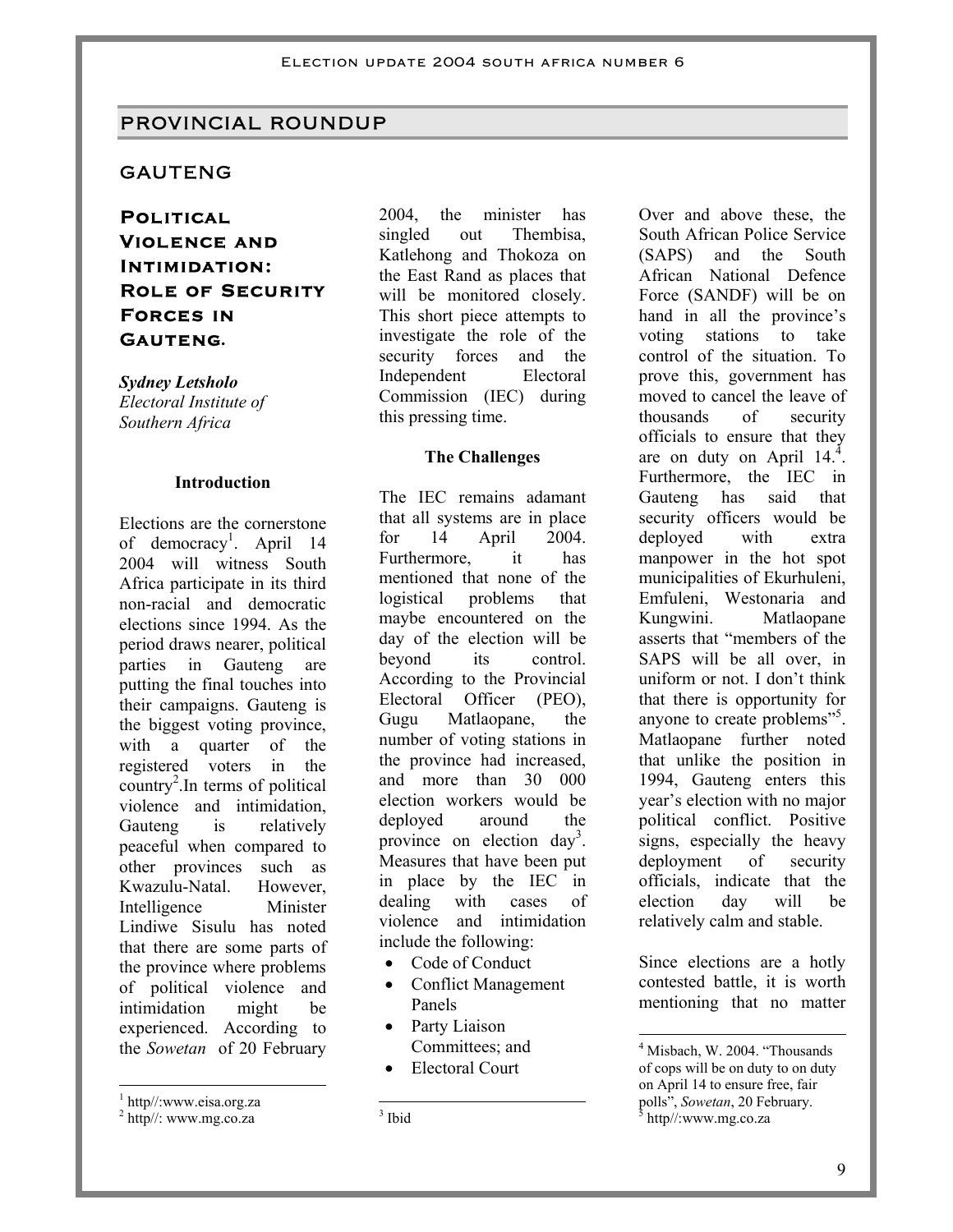## PROVINCIAL ROUNDUP

### GAUTENG

### Political Violence and Intimidation: Role of Security Forces in Gauteng.

***Sydney Letsholo***
*Electoral Institute of Southern Africa*

**Introduction**

Elections are the cornerstone of democracy[1]. April 14 2004 will witness South Africa participate in its third non-racial and democratic elections since 1994. As the period draws nearer, political parties in Gauteng are putting the final touches into their campaigns. Gauteng is the biggest voting province, with a quarter of the registered voters in the country[2].In terms of political violence and intimidation, Gauteng is relatively peaceful when compared to other provinces such as Kwazulu-Natal. However, Intelligence Minister Lindiwe Sisulu has noted that there are some parts of the province where problems of political violence and intimidation might be experienced. According to the *Sowetan* of 20 February 2004, the minister has singled out Thembisa, Katlehong and Thokoza on the East Rand as places that will be monitored closely. This short piece attempts to investigate the role of the security forces and the Independent Electoral Commission (IEC) during this pressing time.

**The Challenges**

The IEC remains adamant that all systems are in place for 14 April 2004. Furthermore, it has mentioned that none of the logistical problems that maybe encountered on the day of the election will be beyond its control. According to the Provincial Electoral Officer (PEO), Gugu Matlaopane, the number of voting stations in the province had increased, and more than 30 000 election workers would be deployed around the province on election day[3]. Measures that have been put in place by the IEC in dealing with cases of violence and intimidation include the following:

- Code of Conduct
- Conflict Management Panels
- Party Liaison Committees; and
- Electoral Court

Over and above these, the South African Police Service (SAPS) and the South African National Defence Force (SANDF) will be on hand in all the province's voting stations to take control of the situation. To prove this, government has moved to cancel the leave of thousands of security officials to ensure that they are on duty on April 14.[4]. Furthermore, the IEC in Gauteng has said that security officers would be deployed with extra manpower in the hot spot municipalities of Ekurhuleni, Emfuleni, Westonaria and Kungwini. Matlaopane asserts that "members of the SAPS will be all over, in uniform or not. I don't think that there is opportunity for anyone to create problems"[5]. Matlaopane further noted that unlike the position in 1994, Gauteng enters this year's election with no major political conflict. Positive signs, especially the heavy deployment of security officials, indicate that the election day will be relatively calm and stable.

Since elections are a hotly contested battle, it is worth mentioning that no matter

---

[1] http//:www.eisa.org.za
[2] http//: www.mg.co.za
[3] Ibid
[4] Misbach, W. 2004. "Thousands of cops will be on duty to on duty on April 14 to ensure free, fair polls", *Sowetan*, 20 February.
[5] http//:www.mg.co.za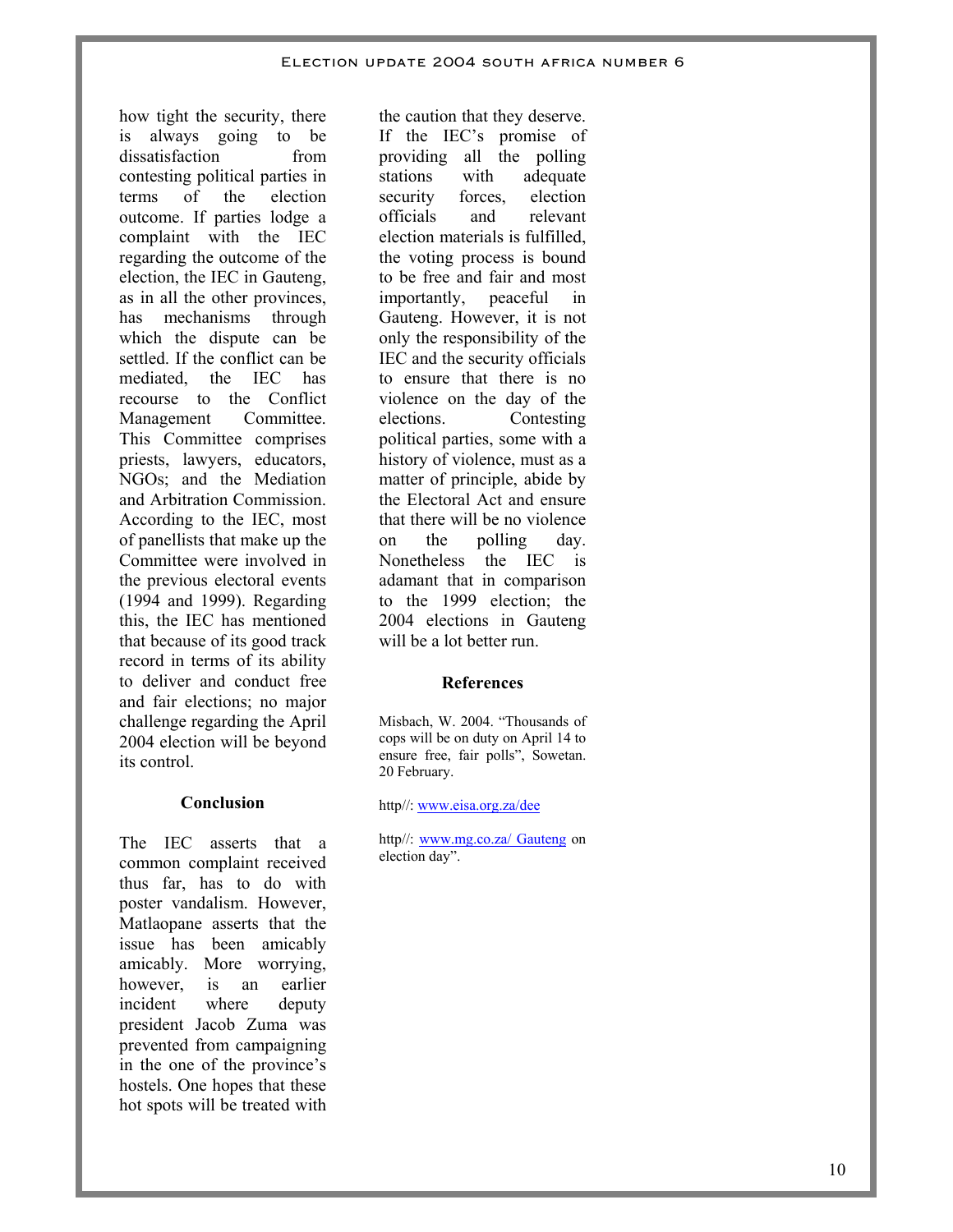how tight the security, there is always going to be dissatisfaction from contesting political parties in terms of the election outcome. If parties lodge a complaint with the IEC regarding the outcome of the election, the IEC in Gauteng, as in all the other provinces, has mechanisms through which the dispute can be settled. If the conflict can be mediated, the IEC has recourse to the Conflict Management Committee. This Committee comprises priests, lawyers, educators, NGOs; and the Mediation and Arbitration Commission. According to the IEC, most of panellists that make up the Committee were involved in the previous electoral events (1994 and 1999). Regarding this, the IEC has mentioned that because of its good track record in terms of its ability to deliver and conduct free and fair elections; no major challenge regarding the April 2004 election will be beyond its control.

### Conclusion

The IEC asserts that a common complaint received thus far, has to do with poster vandalism. However, Matlaopane asserts that the issue has been amicably amicably. More worrying, however, is an earlier incident where deputy president Jacob Zuma was prevented from campaigning in the one of the province's hostels. One hopes that these hot spots will be treated with the caution that they deserve. If the IEC's promise of providing all the polling stations with adequate security forces, election officials and relevant election materials is fulfilled, the voting process is bound to be free and fair and most importantly, peaceful in Gauteng. However, it is not only the responsibility of the IEC and the security officials to ensure that there is no violence on the day of the elections. Contesting political parties, some with a history of violence, must as a matter of principle, abide by the Electoral Act and ensure that there will be no violence on the polling day. Nonetheless the IEC is adamant that in comparison to the 1999 election; the 2004 elections in Gauteng will be a lot better run.

### References

Misbach, W. 2004. "Thousands of cops will be on duty on April 14 to ensure free, fair polls", Sowetan. 20 February.

http//: www.eisa.org.za/dee

http//: www.mg.co.za/ Gauteng on election day".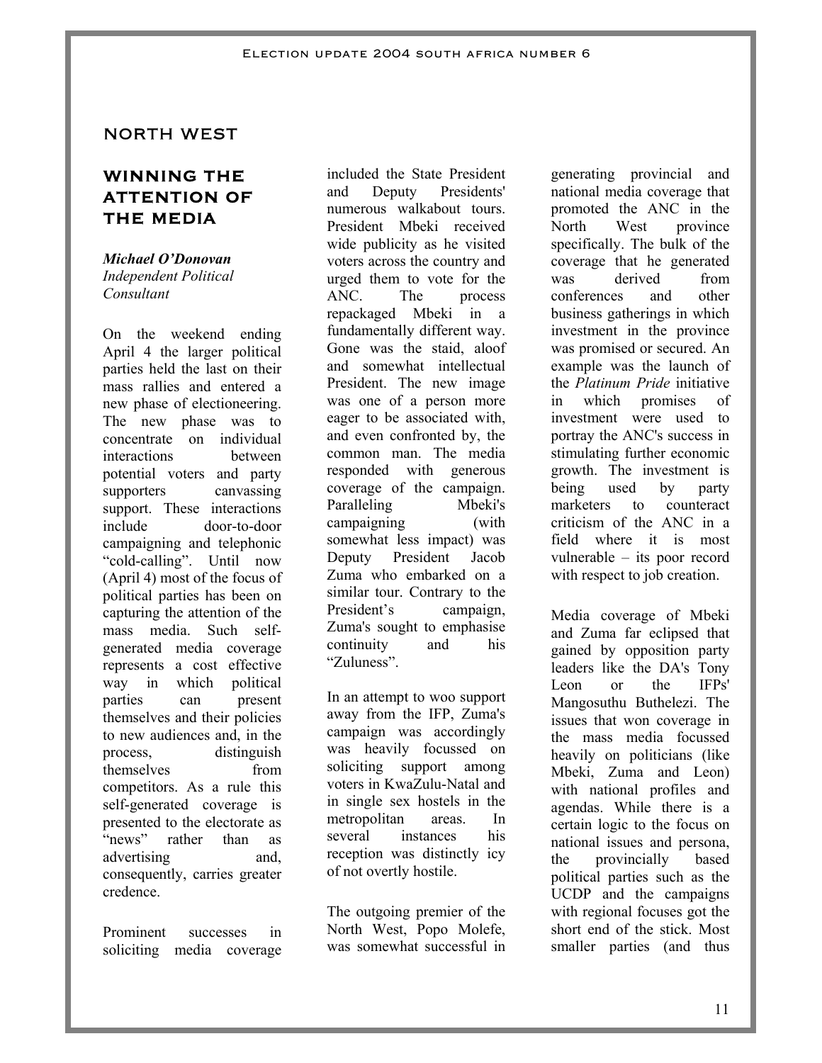## NORTH WEST

### WINNING THE ATTENTION OF THE MEDIA

***Michael O'Donovan***
*Independent Political Consultant*

On the weekend ending April 4 the larger political parties held the last on their mass rallies and entered a new phase of electioneering. The new phase was to concentrate on individual interactions between potential voters and party supporters canvassing support. These interactions include door-to-door campaigning and telephonic "cold-calling". Until now (April 4) most of the focus of political parties has been on capturing the attention of the mass media. Such self-generated media coverage represents a cost effective way in which political parties can present themselves and their policies to new audiences and, in the process, distinguish themselves from competitors. As a rule this self-generated coverage is presented to the electorate as "news" rather than as advertising and, consequently, carries greater credence.

Prominent successes in soliciting media coverage included the State President and Deputy Presidents' numerous walkabout tours. President Mbeki received wide publicity as he visited voters across the country and urged them to vote for the ANC. The process repackaged Mbeki in a fundamentally different way. Gone was the staid, aloof and somewhat intellectual President. The new image was one of a person more eager to be associated with, and even confronted by, the common man. The media responded with generous coverage of the campaign. Paralleling Mbeki's campaigning (with somewhat less impact) was Deputy President Jacob Zuma who embarked on a similar tour. Contrary to the President's campaign, Zuma's sought to emphasise continuity and his "Zuluness".

In an attempt to woo support away from the IFP, Zuma's campaign was accordingly was heavily focussed on soliciting support among voters in KwaZulu-Natal and in single sex hostels in the metropolitan areas. In several instances his reception was distinctly icy of not overtly hostile.

The outgoing premier of the North West, Popo Molefe, was somewhat successful in generating provincial and national media coverage that promoted the ANC in the North West province specifically. The bulk of the coverage that he generated was derived from conferences and other business gatherings in which investment in the province was promised or secured. An example was the launch of the *Platinum Pride* initiative in which promises of investment were used to portray the ANC's success in stimulating further economic growth. The investment is being used by party marketers to counteract criticism of the ANC in a field where it is most vulnerable – its poor record with respect to job creation.

Media coverage of Mbeki and Zuma far eclipsed that gained by opposition party leaders like the DA's Tony Leon or the IFPs' Mangosuthu Buthelezi. The issues that won coverage in the mass media focussed heavily on politicians (like Mbeki, Zuma and Leon) with national profiles and agendas. While there is a certain logic to the focus on national issues and persona, the provincially based political parties such as the UCDP and the campaigns with regional focuses got the short end of the stick. Most smaller parties (and thus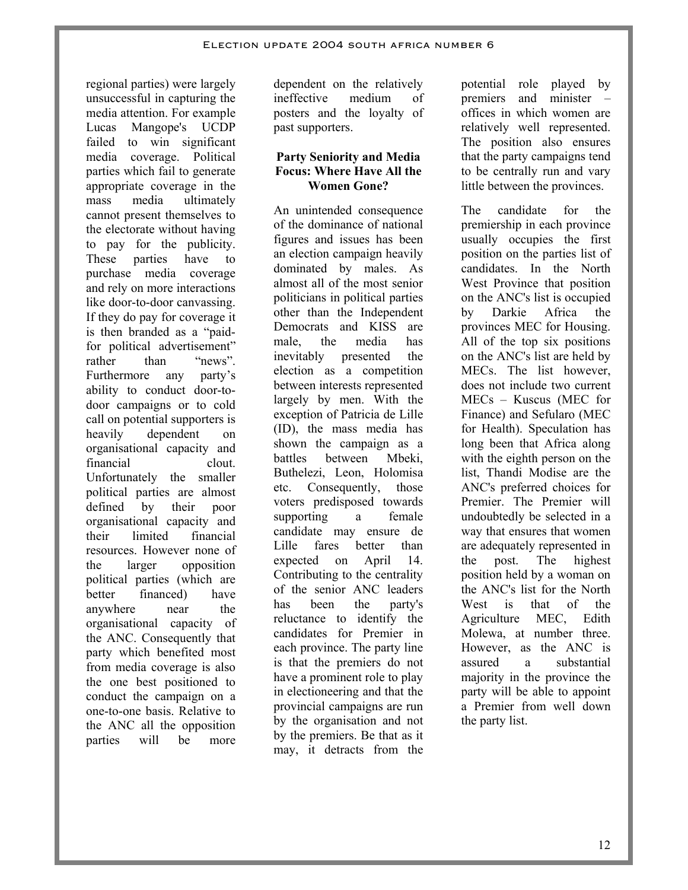regional parties) were largely unsuccessful in capturing the media attention. For example Lucas Mangope's UCDP failed to win significant media coverage. Political parties which fail to generate appropriate coverage in the mass media ultimately cannot present themselves to the electorate without having to pay for the publicity. These parties have to purchase media coverage and rely on more interactions like door-to-door canvassing. If they do pay for coverage it is then branded as a "paid-for political advertisement" rather than "news". Furthermore any party's ability to conduct door-to-door campaigns or to cold call on potential supporters is heavily dependent on organisational capacity and financial clout. Unfortunately the smaller political parties are almost defined by their poor organisational capacity and their limited financial resources. However none of the larger opposition political parties (which are better financed) have anywhere near the organisational capacity of the ANC. Consequently that party which benefited most from media coverage is also the one best positioned to conduct the campaign on a one-to-one basis. Relative to the ANC all the opposition parties will be more dependent on the relatively ineffective medium of posters and the loyalty of past supporters.

**Party Seniority and Media Focus: Where Have All the Women Gone?**

An unintended consequence of the dominance of national figures and issues has been an election campaign heavily dominated by males. As almost all of the most senior politicians in political parties other than the Independent Democrats and KISS are male, the media has inevitably presented the election as a competition between interests represented largely by men. With the exception of Patricia de Lille (ID), the mass media has shown the campaign as a battles between Mbeki, Buthelezi, Leon, Holomisa etc. Consequently, those voters predisposed towards supporting a female candidate may ensure de Lille fares better than expected on April 14. Contributing to the centrality of the senior ANC leaders has been the party's reluctance to identify the candidates for Premier in each province. The party line is that the premiers do not have a prominent role to play in electioneering and that the provincial campaigns are run by the organisation and not by the premiers. Be that as it may, it detracts from the potential role played by premiers and minister – offices in which women are relatively well represented. The position also ensures that the party campaigns tend to be centrally run and vary little between the provinces.

The candidate for the premiership in each province usually occupies the first position on the parties list of candidates. In the North West Province that position on the ANC's list is occupied by Darkie Africa the provinces MEC for Housing. All of the top six positions on the ANC's list are held by MECs. The list however, does not include two current MECs – Kuscus (MEC for Finance) and Sefularo (MEC for Health). Speculation has long been that Africa along with the eighth person on the list, Thandi Modise are the ANC's preferred choices for Premier. The Premier will undoubtedly be selected in a way that ensures that women are adequately represented in the post. The highest position held by a woman on the ANC's list for the North West is that of the Agriculture MEC, Edith Molewa, at number three. However, as the ANC is assured a substantial majority in the province the party will be able to appoint a Premier from well down the party list.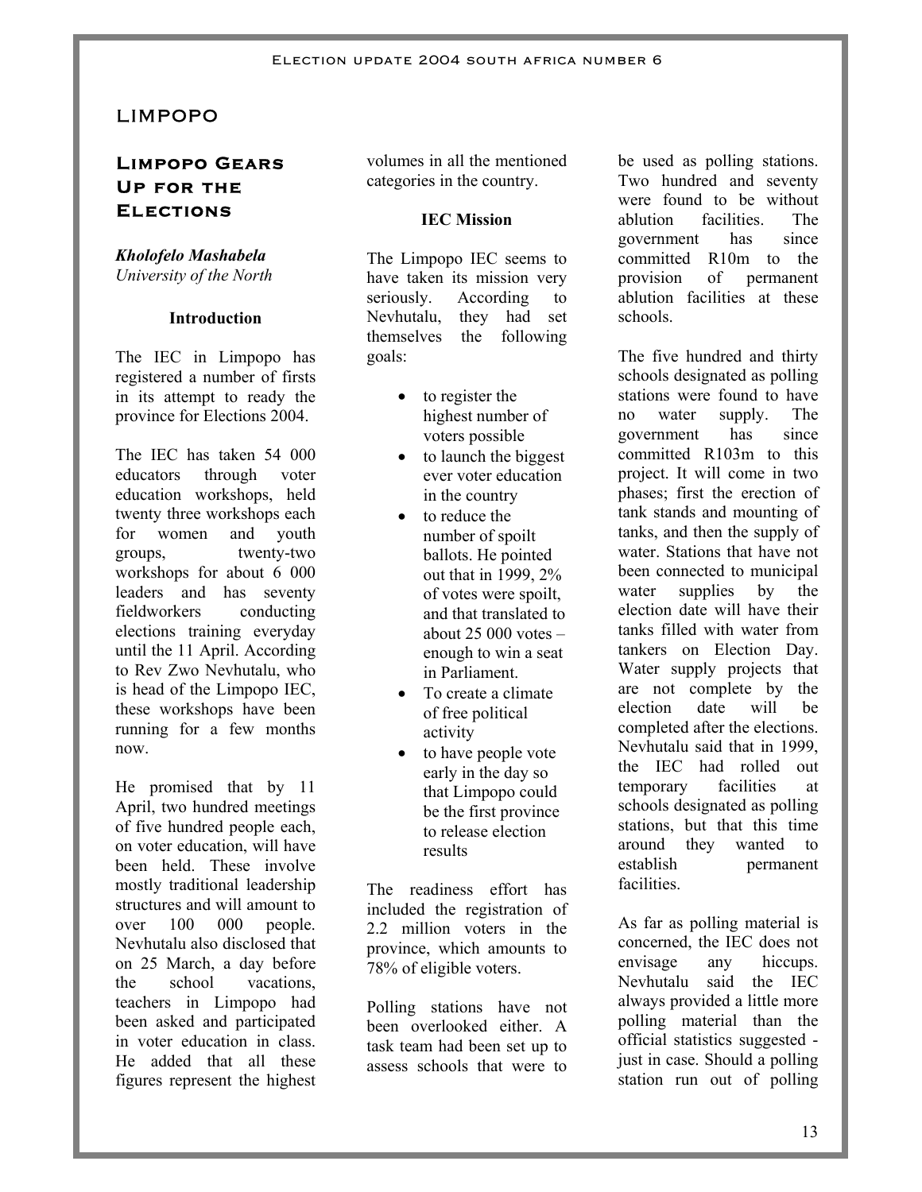# LIMPOPO

## Limpopo Gears Up for the Elections

***Kholofelo Mashabela***
*University of the North*

### Introduction

The IEC in Limpopo has registered a number of firsts in its attempt to ready the province for Elections 2004.

The IEC has taken 54 000 educators through voter education workshops, held twenty three workshops each for women and youth groups, twenty-two workshops for about 6 000 leaders and has seventy fieldworkers conducting elections training everyday until the 11 April. According to Rev Zwo Nevhutalu, who is head of the Limpopo IEC, these workshops have been running for a few months now.

He promised that by 11 April, two hundred meetings of five hundred people each, on voter education, will have been held. These involve mostly traditional leadership structures and will amount to over 100 000 people. Nevhutalu also disclosed that on 25 March, a day before the school vacations, teachers in Limpopo had been asked and participated in voter education in class. He added that all these figures represent the highest volumes in all the mentioned categories in the country.

### IEC Mission

The Limpopo IEC seems to have taken its mission very seriously. According to Nevhutalu, they had set themselves the following goals:

- to register the highest number of voters possible
- to launch the biggest ever voter education in the country
- to reduce the number of spoilt ballots. He pointed out that in 1999, 2% of votes were spoilt, and that translated to about 25 000 votes – enough to win a seat in Parliament.
- To create a climate of free political activity
- to have people vote early in the day so that Limpopo could be the first province to release election results

The readiness effort has included the registration of 2.2 million voters in the province, which amounts to 78% of eligible voters.

Polling stations have not been overlooked either. A task team had been set up to assess schools that were to be used as polling stations. Two hundred and seventy were found to be without ablution facilities. The government has since committed R10m to the provision of permanent ablution facilities at these schools.

The five hundred and thirty schools designated as polling stations were found to have no water supply. The government has since committed R103m to this project. It will come in two phases; first the erection of tank stands and mounting of tanks, and then the supply of water. Stations that have not been connected to municipal water supplies by the election date will have their tanks filled with water from tankers on Election Day. Water supply projects that are not complete by the election date will be completed after the elections. Nevhutalu said that in 1999, the IEC had rolled out temporary facilities at schools designated as polling stations, but that this time around they wanted to establish permanent facilities.

As far as polling material is concerned, the IEC does not envisage any hiccups. Nevhutalu said the IEC always provided a little more polling material than the official statistics suggested - just in case. Should a polling station run out of polling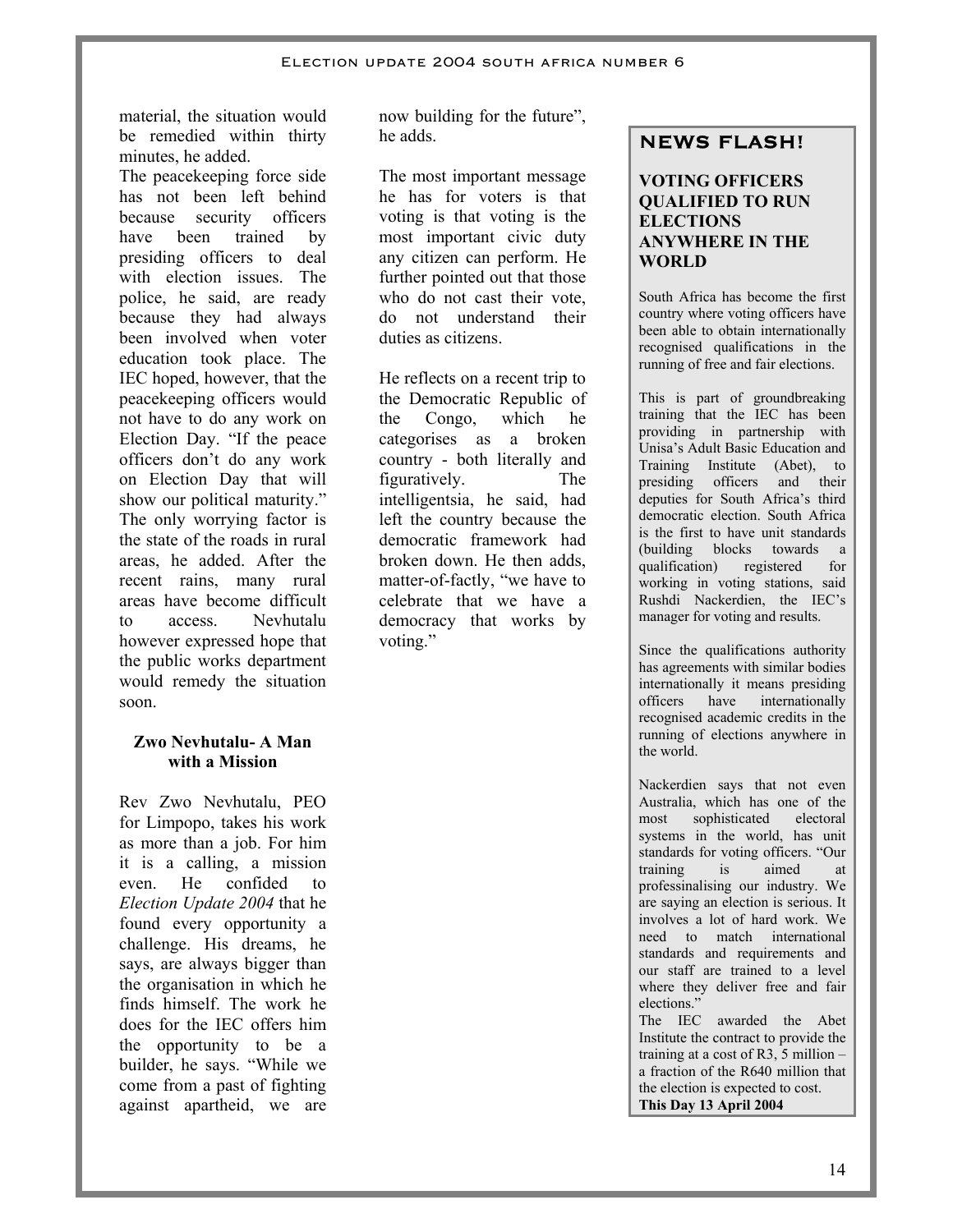material, the situation would be remedied within thirty minutes, he added.

The peacekeeping force side has not been left behind because security officers have been trained by presiding officers to deal with election issues. The police, he said, are ready because they had always been involved when voter education took place. The IEC hoped, however, that the peacekeeping officers would not have to do any work on Election Day. "If the peace officers don't do any work on Election Day that will show our political maturity." The only worrying factor is the state of the roads in rural areas, he added. After the recent rains, many rural areas have become difficult to access. Nevhutalu however expressed hope that the public works department would remedy the situation soon.

### Zwo Nevhutalu- A Man with a Mission

Rev Zwo Nevhutalu, PEO for Limpopo, takes his work as more than a job. For him it is a calling, a mission even. He confided to *Election Update 2004* that he found every opportunity a challenge. His dreams, he says, are always bigger than the organisation in which he finds himself. The work he does for the IEC offers him the opportunity to be a builder, he says. "While we come from a past of fighting against apartheid, we are now building for the future", he adds.

The most important message he has for voters is that voting is that voting is the most important civic duty any citizen can perform. He further pointed out that those who do not cast their vote, do not understand their duties as citizens.

He reflects on a recent trip to the Democratic Republic of the Congo, which he categorises as a broken country - both literally and figuratively. The intelligentsia, he said, had left the country because the democratic framework had broken down. He then adds, matter-of-factly, "we have to celebrate that we have a democracy that works by voting."

## NEWS FLASH!

### VOTING OFFICERS QUALIFIED TO RUN ELECTIONS ANYWHERE IN THE WORLD

South Africa has become the first country where voting officers have been able to obtain internationally recognised qualifications in the running of free and fair elections.

This is part of groundbreaking training that the IEC has been providing in partnership with Unisa's Adult Basic Education and Training Institute (Abet), to presiding officers and their deputies for South Africa's third democratic election. South Africa is the first to have unit standards (building blocks towards a qualification) registered for working in voting stations, said Rushdi Nackerdien, the IEC's manager for voting and results.

Since the qualifications authority has agreements with similar bodies internationally it means presiding officers have internationally recognised academic credits in the running of elections anywhere in the world.

Nackerdien says that not even Australia, which has one of the most sophisticated electoral systems in the world, has unit standards for voting officers. "Our training is aimed at professinalising our industry. We are saying an election is serious. It involves a lot of hard work. We need to match international standards and requirements and our staff are trained to a level where they deliver free and fair elections."

The IEC awarded the Abet Institute the contract to provide the training at a cost of R3, 5 million – a fraction of the R640 million that the election is expected to cost.

**This Day 13 April 2004**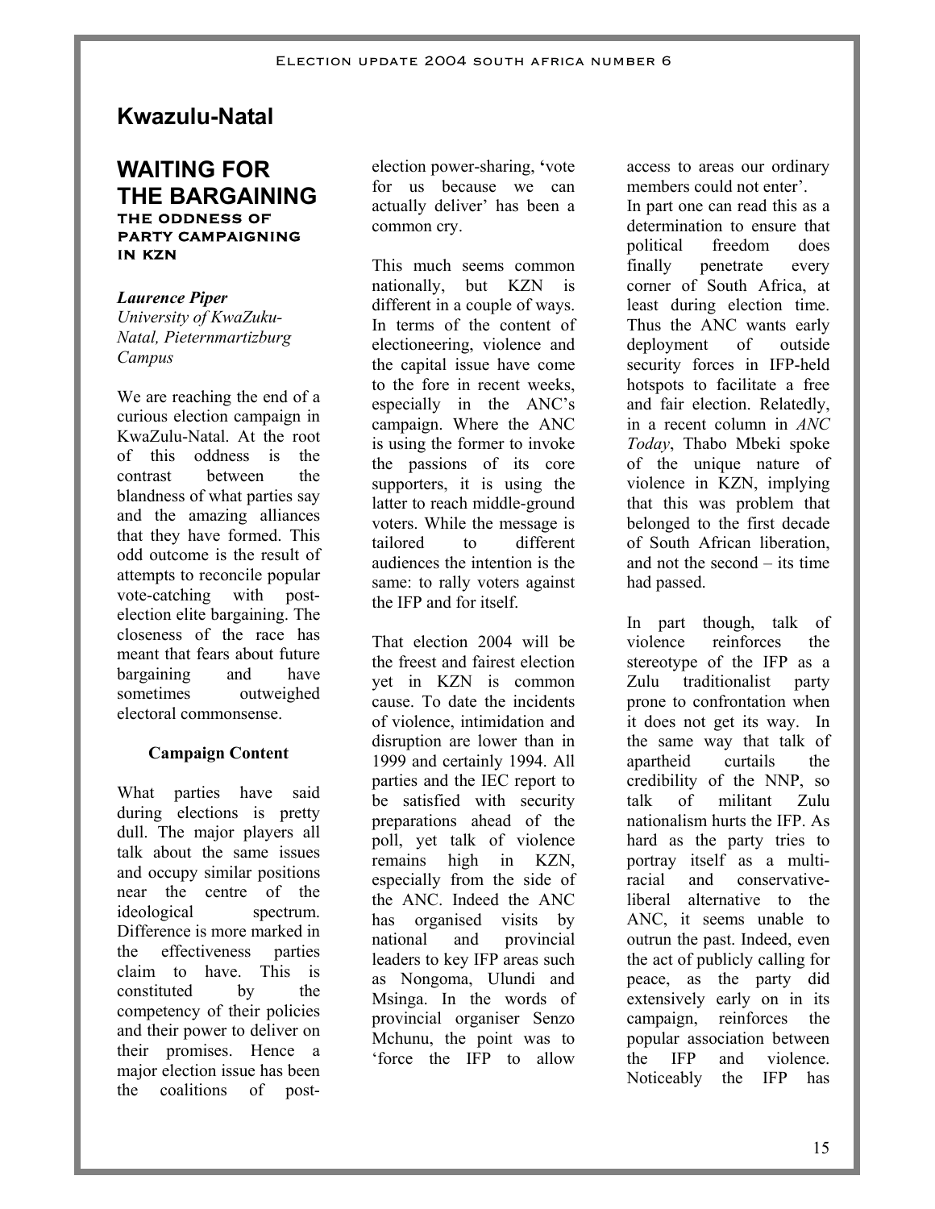# Kwazulu-Natal

## WAITING FOR THE BARGAINING

### THE ODDNESS OF PARTY CAMPAIGNING IN KZN

***Laurence Piper***
*University of KwaZuku-Natal, Pieternmartizburg Campus*

We are reaching the end of a curious election campaign in KwaZulu-Natal. At the root of this oddness is the contrast between the blandness of what parties say and the amazing alliances that they have formed. This odd outcome is the result of attempts to reconcile popular vote-catching with post-election elite bargaining. The closeness of the race has meant that fears about future bargaining and have sometimes outweighed electoral commonsense.

**Campaign Content**

What parties have said during elections is pretty dull. The major players all talk about the same issues and occupy similar positions near the centre of the ideological spectrum. Difference is more marked in the effectiveness parties claim to have. This is constituted by the competency of their policies and their power to deliver on their promises. Hence a major election issue has been the coalitions of post-election power-sharing, 'vote for us because we can actually deliver' has been a common cry.

This much seems common nationally, but KZN is different in a couple of ways. In terms of the content of electioneering, violence and the capital issue have come to the fore in recent weeks, especially in the ANC's campaign. Where the ANC is using the former to invoke the passions of its core supporters, it is using the latter to reach middle-ground voters. While the message is tailored to different audiences the intention is the same: to rally voters against the IFP and for itself.

That election 2004 will be the freest and fairest election yet in KZN is common cause. To date the incidents of violence, intimidation and disruption are lower than in 1999 and certainly 1994. All parties and the IEC report to be satisfied with security preparations ahead of the poll, yet talk of violence remains high in KZN, especially from the side of the ANC. Indeed the ANC has organised visits by national and provincial leaders to key IFP areas such as Nongoma, Ulundi and Msinga. In the words of provincial organiser Senzo Mchunu, the point was to 'force the IFP to allow access to areas our ordinary members could not enter'.

In part one can read this as a determination to ensure that political freedom does finally penetrate every corner of South Africa, at least during election time. Thus the ANC wants early deployment of outside security forces in IFP-held hotspots to facilitate a free and fair election. Relatedly, in a recent column in *ANC Today*, Thabo Mbeki spoke of the unique nature of violence in KZN, implying that this was problem that belonged to the first decade of South African liberation, and not the second – its time had passed.

In part though, talk of violence reinforces the stereotype of the IFP as a Zulu traditionalist party prone to confrontation when it does not get its way. In the same way that talk of apartheid curtails the credibility of the NNP, so talk of militant Zulu nationalism hurts the IFP. As hard as the party tries to portray itself as a multi-racial and conservative-liberal alternative to the ANC, it seems unable to outrun the past. Indeed, even the act of publicly calling for peace, as the party did extensively early on in its campaign, reinforces the popular association between the IFP and violence. Noticeably the IFP has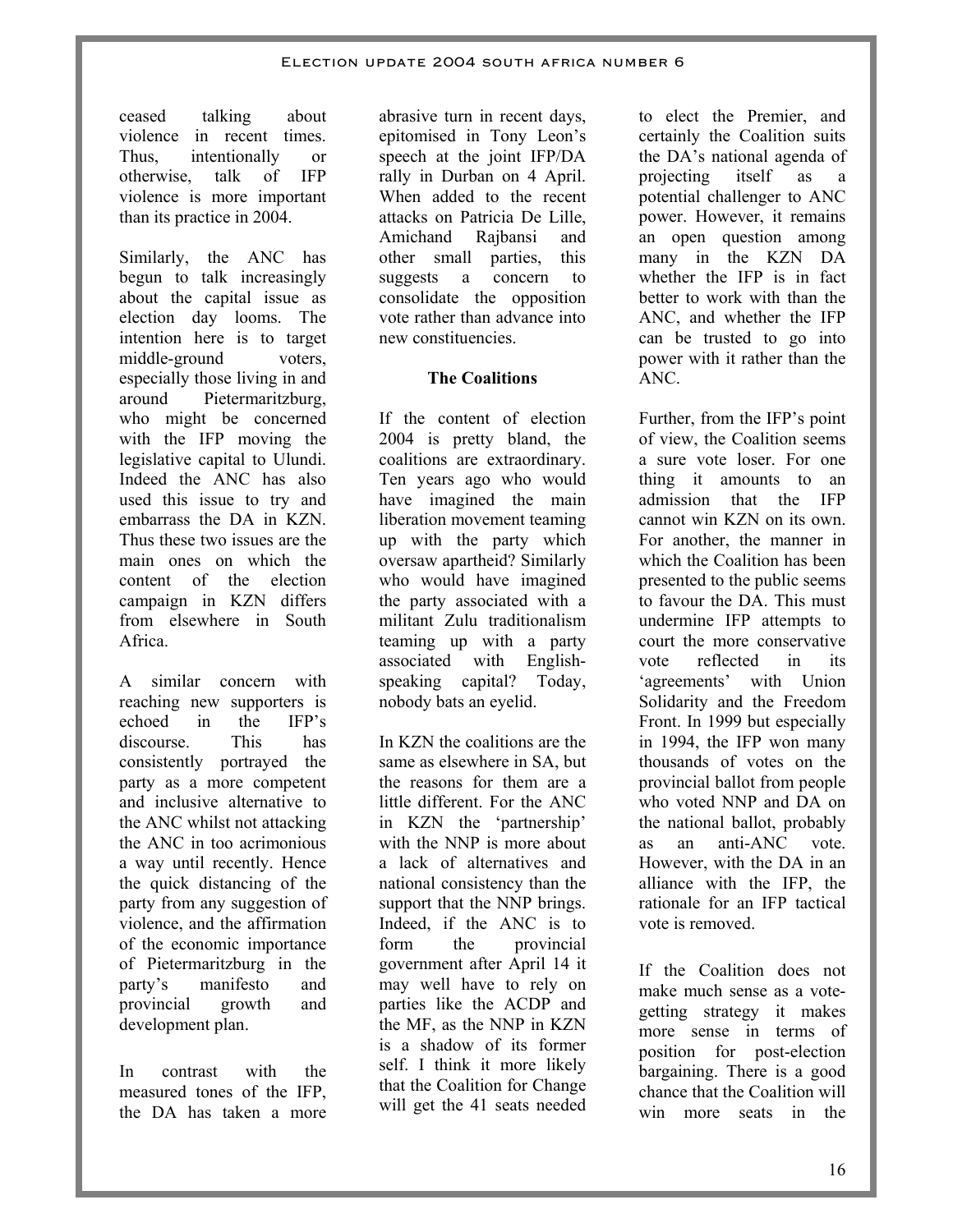ceased talking about violence in recent times. Thus, intentionally or otherwise, talk of IFP violence is more important than its practice in 2004.

Similarly, the ANC has begun to talk increasingly about the capital issue as election day looms. The intention here is to target middle-ground voters, especially those living in and around Pietermaritzburg, who might be concerned with the IFP moving the legislative capital to Ulundi. Indeed the ANC has also used this issue to try and embarrass the DA in KZN. Thus these two issues are the main ones on which the content of the election campaign in KZN differs from elsewhere in South Africa.

A similar concern with reaching new supporters is echoed in the IFP's discourse. This has consistently portrayed the party as a more competent and inclusive alternative to the ANC whilst not attacking the ANC in too acrimonious a way until recently. Hence the quick distancing of the party from any suggestion of violence, and the affirmation of the economic importance of Pietermaritzburg in the party's manifesto and provincial growth and development plan.

In contrast with the measured tones of the IFP, the DA has taken a more abrasive turn in recent days, epitomised in Tony Leon's speech at the joint IFP/DA rally in Durban on 4 April. When added to the recent attacks on Patricia De Lille, Amichand Rajbansi and other small parties, this suggests a concern to consolidate the opposition vote rather than advance into new constituencies.

**The Coalitions**

If the content of election 2004 is pretty bland, the coalitions are extraordinary. Ten years ago who would have imagined the main liberation movement teaming up with the party which oversaw apartheid? Similarly who would have imagined the party associated with a militant Zulu traditionalism teaming up with a party associated with English-speaking capital? Today, nobody bats an eyelid.

In KZN the coalitions are the same as elsewhere in SA, but the reasons for them are a little different. For the ANC in KZN the 'partnership' with the NNP is more about a lack of alternatives and national consistency than the support that the NNP brings. Indeed, if the ANC is to form the provincial government after April 14 it may well have to rely on parties like the ACDP and the MF, as the NNP in KZN is a shadow of its former self. I think it more likely that the Coalition for Change will get the 41 seats needed to elect the Premier, and certainly the Coalition suits the DA's national agenda of projecting itself as a potential challenger to ANC power. However, it remains an open question among many in the KZN DA whether the IFP is in fact better to work with than the ANC, and whether the IFP can be trusted to go into power with it rather than the ANC.

Further, from the IFP's point of view, the Coalition seems a sure vote loser. For one thing it amounts to an admission that the IFP cannot win KZN on its own. For another, the manner in which the Coalition has been presented to the public seems to favour the DA. This must undermine IFP attempts to court the more conservative vote reflected in its 'agreements' with Union Solidarity and the Freedom Front. In 1999 but especially in 1994, the IFP won many thousands of votes on the provincial ballot from people who voted NNP and DA on the national ballot, probably as an anti-ANC vote. However, with the DA in an alliance with the IFP, the rationale for an IFP tactical vote is removed.

If the Coalition does not make much sense as a vote-getting strategy it makes more sense in terms of position for post-election bargaining. There is a good chance that the Coalition will win more seats in the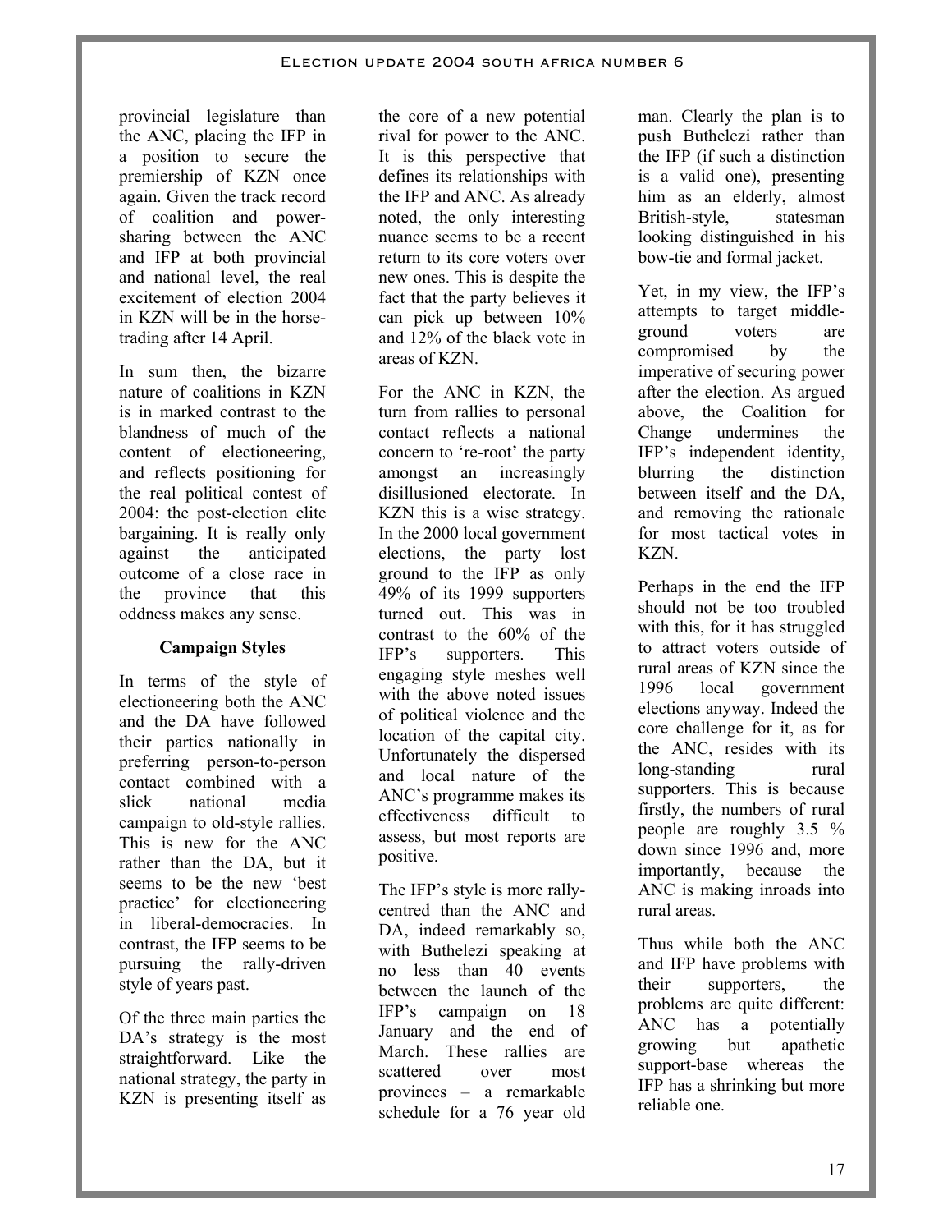provincial legislature than the ANC, placing the IFP in a position to secure the premiership of KZN once again. Given the track record of coalition and power-sharing between the ANC and IFP at both provincial and national level, the real excitement of election 2004 in KZN will be in the horse-trading after 14 April.

In sum then, the bizarre nature of coalitions in KZN is in marked contrast to the blandness of much of the content of electioneering, and reflects positioning for the real political contest of 2004: the post-election elite bargaining. It is really only against the anticipated outcome of a close race in the province that this oddness makes any sense.

### Campaign Styles

In terms of the style of electioneering both the ANC and the DA have followed their parties nationally in preferring person-to-person contact combined with a slick national media campaign to old-style rallies. This is new for the ANC rather than the DA, but it seems to be the new 'best practice' for electioneering in liberal-democracies. In contrast, the IFP seems to be pursuing the rally-driven style of years past.

Of the three main parties the DA's strategy is the most straightforward. Like the national strategy, the party in KZN is presenting itself as the core of a new potential rival for power to the ANC. It is this perspective that defines its relationships with the IFP and ANC. As already noted, the only interesting nuance seems to be a recent return to its core voters over new ones. This is despite the fact that the party believes it can pick up between 10% and 12% of the black vote in areas of KZN.

For the ANC in KZN, the turn from rallies to personal contact reflects a national concern to 're-root' the party amongst an increasingly disillusioned electorate. In KZN this is a wise strategy. In the 2000 local government elections, the party lost ground to the IFP as only 49% of its 1999 supporters turned out. This was in contrast to the 60% of the IFP's supporters. This engaging style meshes well with the above noted issues of political violence and the location of the capital city. Unfortunately the dispersed and local nature of the ANC's programme makes its effectiveness difficult to assess, but most reports are positive.

The IFP's style is more rally-centred than the ANC and DA, indeed remarkably so, with Buthelezi speaking at no less than 40 events between the launch of the IFP's campaign on 18 January and the end of March. These rallies are scattered over most provinces – a remarkable schedule for a 76 year old man. Clearly the plan is to push Buthelezi rather than the IFP (if such a distinction is a valid one), presenting him as an elderly, almost British-style, statesman looking distinguished in his bow-tie and formal jacket.

Yet, in my view, the IFP's attempts to target middle-ground voters are compromised by the imperative of securing power after the election. As argued above, the Coalition for Change undermines the IFP's independent identity, blurring the distinction between itself and the DA, and removing the rationale for most tactical votes in KZN.

Perhaps in the end the IFP should not be too troubled with this, for it has struggled to attract voters outside of rural areas of KZN since the 1996 local government elections anyway. Indeed the core challenge for it, as for the ANC, resides with its long-standing rural supporters. This is because firstly, the numbers of rural people are roughly 3.5 % down since 1996 and, more importantly, because the ANC is making inroads into rural areas.

Thus while both the ANC and IFP have problems with their supporters, the problems are quite different: ANC has a potentially growing but apathetic support-base whereas the IFP has a shrinking but more reliable one.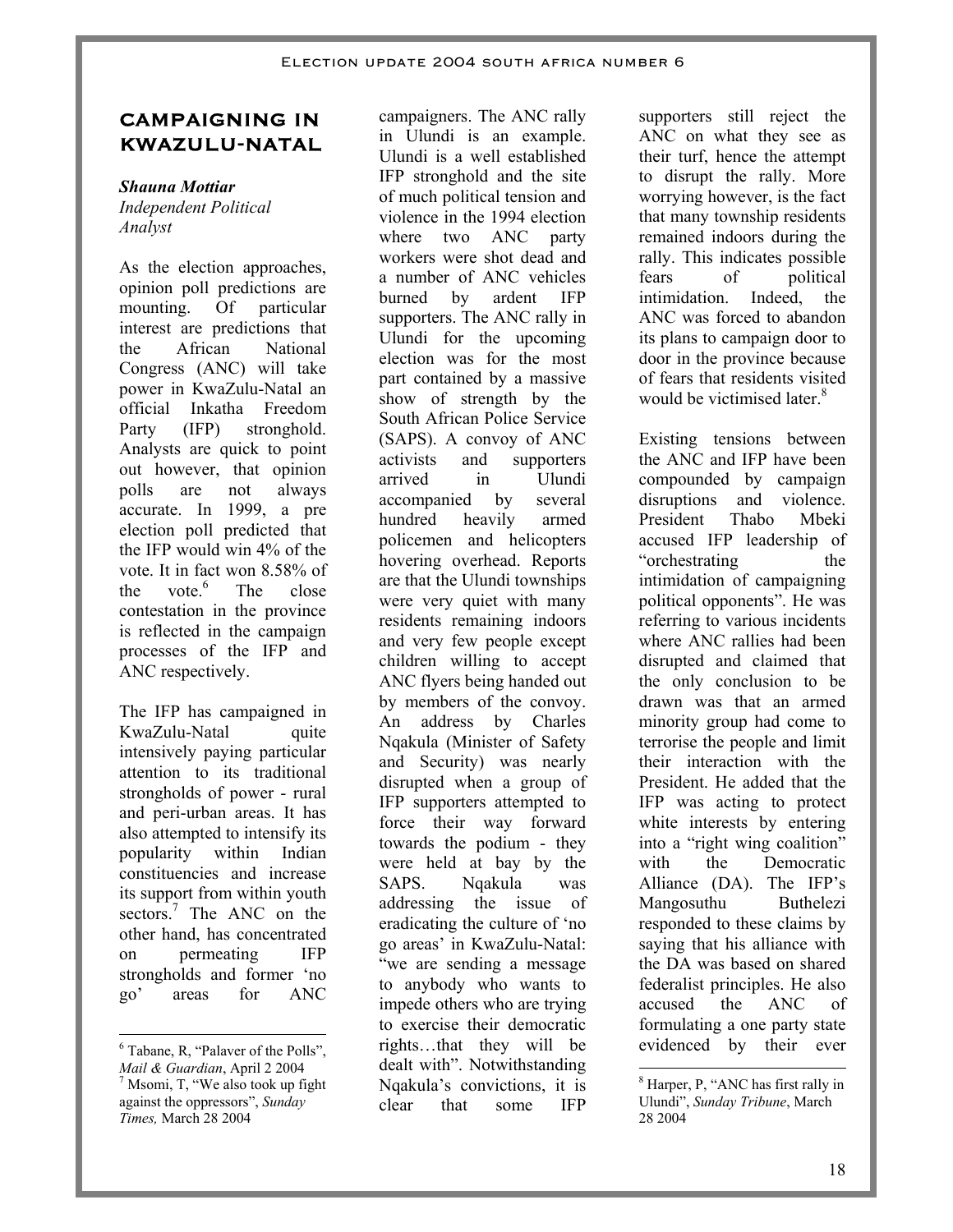## CAMPAIGNING IN KWAZULU-NATAL

***Shauna Mottiar***
*Independent Political Analyst*

As the election approaches, opinion poll predictions are mounting. Of particular interest are predictions that the African National Congress (ANC) will take power in KwaZulu-Natal an official Inkatha Freedom Party (IFP) stronghold. Analysts are quick to point out however, that opinion polls are not always accurate. In 1999, a pre election poll predicted that the IFP would win 4% of the vote. It in fact won 8.58% of the vote.[6] The close contestation in the province is reflected in the campaign processes of the IFP and ANC respectively.

The IFP has campaigned in KwaZulu-Natal quite intensively paying particular attention to its traditional strongholds of power - rural and peri-urban areas. It has also attempted to intensify its popularity within Indian constituencies and increase its support from within youth sectors.[7] The ANC on the other hand, has concentrated on permeating IFP strongholds and former 'no go' areas for ANC campaigners. The ANC rally in Ulundi is an example. Ulundi is a well established IFP stronghold and the site of much political tension and violence in the 1994 election where two ANC party workers were shot dead and a number of ANC vehicles burned by ardent IFP supporters. The ANC rally in Ulundi for the upcoming election was for the most part contained by a massive show of strength by the South African Police Service (SAPS). A convoy of ANC activists and supporters arrived in Ulundi accompanied by several hundred heavily armed policemen and helicopters hovering overhead. Reports are that the Ulundi townships were very quiet with many residents remaining indoors and very few people except children willing to accept ANC flyers being handed out by members of the convoy. An address by Charles Nqakula (Minister of Safety and Security) was nearly disrupted when a group of IFP supporters attempted to force their way forward towards the podium - they were held at bay by the SAPS. Nqakula was addressing the issue of eradicating the culture of 'no go areas' in KwaZulu-Natal: "we are sending a message to anybody who wants to impede others who are trying to exercise their democratic rights…that they will be dealt with". Notwithstanding Nqakula's convictions, it is clear that some IFP supporters still reject the ANC on what they see as their turf, hence the attempt to disrupt the rally. More worrying however, is the fact that many township residents remained indoors during the rally. This indicates possible fears of political intimidation. Indeed, the ANC was forced to abandon its plans to campaign door to door in the province because of fears that residents visited would be victimised later.[8]

Existing tensions between the ANC and IFP have been compounded by campaign disruptions and violence. President Thabo Mbeki accused IFP leadership of "orchestrating the intimidation of campaigning political opponents". He was referring to various incidents where ANC rallies had been disrupted and claimed that the only conclusion to be drawn was that an armed minority group had come to terrorise the people and limit their interaction with the President. He added that the IFP was acting to protect white interests by entering into a "right wing coalition" with the Democratic Alliance (DA). The IFP's Mangosuthu Buthelezi responded to these claims by saying that his alliance with the DA was based on shared federalist principles. He also accused the ANC of formulating a one party state evidenced by their ever

---

[6] Tabane, R, "Palaver of the Polls", *Mail & Guardian*, April 2 2004

[7] Msomi, T, "We also took up fight against the oppressors", *Sunday Times,* March 28 2004

[8] Harper, P, "ANC has first rally in Ulundi", *Sunday Tribune*, March 28 2004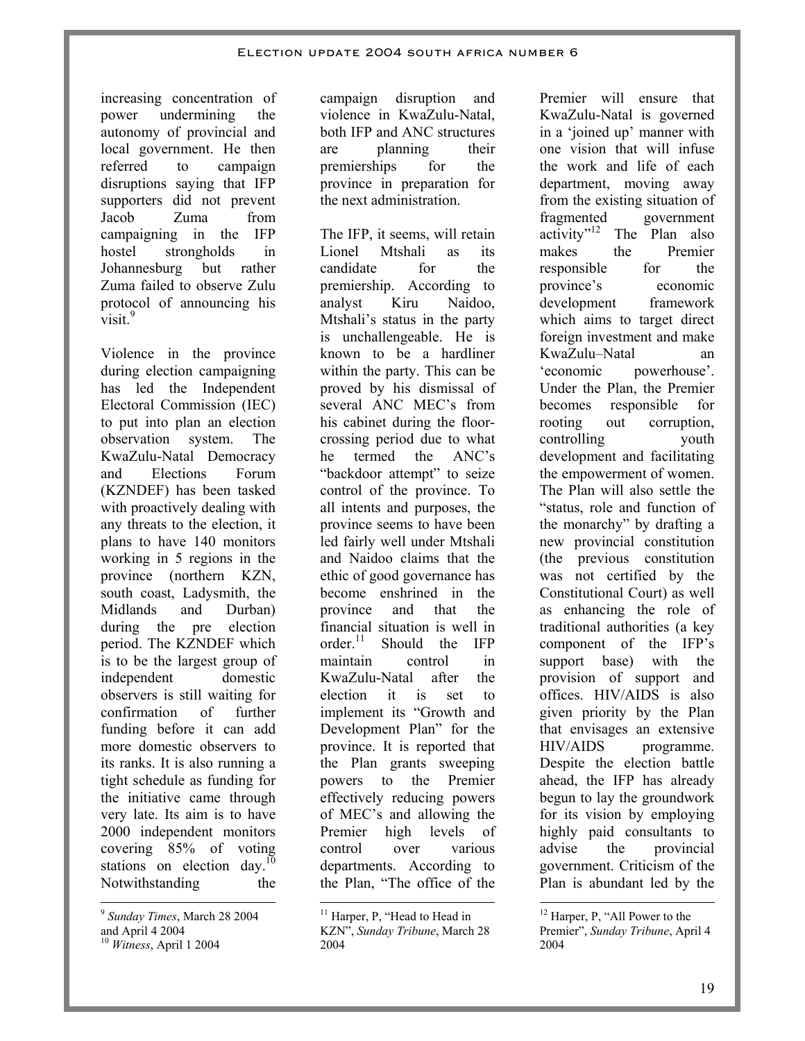increasing concentration of power undermining the autonomy of provincial and local government. He then referred to campaign disruptions saying that IFP supporters did not prevent Jacob Zuma from campaigning in the IFP hostel strongholds in Johannesburg but rather Zuma failed to observe Zulu protocol of announcing his visit.[9]

Violence in the province during election campaigning has led the Independent Electoral Commission (IEC) to put into plan an election observation system. The KwaZulu-Natal Democracy and Elections Forum (KZNDEF) has been tasked with proactively dealing with any threats to the election, it plans to have 140 monitors working in 5 regions in the province (northern KZN, south coast, Ladysmith, the Midlands and Durban) during the pre election period. The KZNDEF which is to be the largest group of independent domestic observers is still waiting for confirmation of further funding before it can add more domestic observers to its ranks. It is also running a tight schedule as funding for the initiative came through very late. Its aim is to have 2000 independent monitors covering 85% of voting stations on election day.[10] Notwithstanding the campaign disruption and violence in KwaZulu-Natal, both IFP and ANC structures are planning their premierships for the province in preparation for the next administration.

The IFP, it seems, will retain Lionel Mtshali as its candidate for the premiership. According to analyst Kiru Naidoo, Mtshali's status in the party is unchallengeable. He is known to be a hardliner within the party. This can be proved by his dismissal of several ANC MEC's from his cabinet during the floor-crossing period due to what he termed the ANC's "backdoor attempt" to seize control of the province. To all intents and purposes, the province seems to have been led fairly well under Mtshali and Naidoo claims that the ethic of good governance has become enshrined in the province and that the financial situation is well in order.[11] Should the IFP maintain control in KwaZulu-Natal after the election it is set to implement its "Growth and Development Plan" for the province. It is reported that the Plan grants sweeping powers to the Premier effectively reducing powers of MEC's and allowing the Premier high levels of control over various departments. According to the Plan, "The office of the Premier will ensure that KwaZulu-Natal is governed in a 'joined up' manner with one vision that will infuse the work and life of each department, moving away from the existing situation of fragmented government activity"[12] The Plan also makes the Premier responsible for the province's economic development framework which aims to target direct foreign investment and make KwaZulu–Natal an 'economic powerhouse'. Under the Plan, the Premier becomes responsible for rooting out corruption, controlling youth development and facilitating the empowerment of women. The Plan will also settle the "status, role and function of the monarchy" by drafting a new provincial constitution (the previous constitution was not certified by the Constitutional Court) as well as enhancing the role of traditional authorities (a key component of the IFP's support base) with the provision of support and offices. HIV/AIDS is also given priority by the Plan that envisages an extensive HIV/AIDS programme. Despite the election battle ahead, the IFP has already begun to lay the groundwork for its vision by employing highly paid consultants to advise the provincial government. Criticism of the Plan is abundant led by the

---

[9] *Sunday Times*, March 28 2004 and April 4 2004

[10] *Witness*, April 1 2004

[11] Harper, P, "Head to Head in KZN", *Sunday Tribune*, March 28 2004

[12] Harper, P, "All Power to the Premier", *Sunday Tribune*, April 4 2004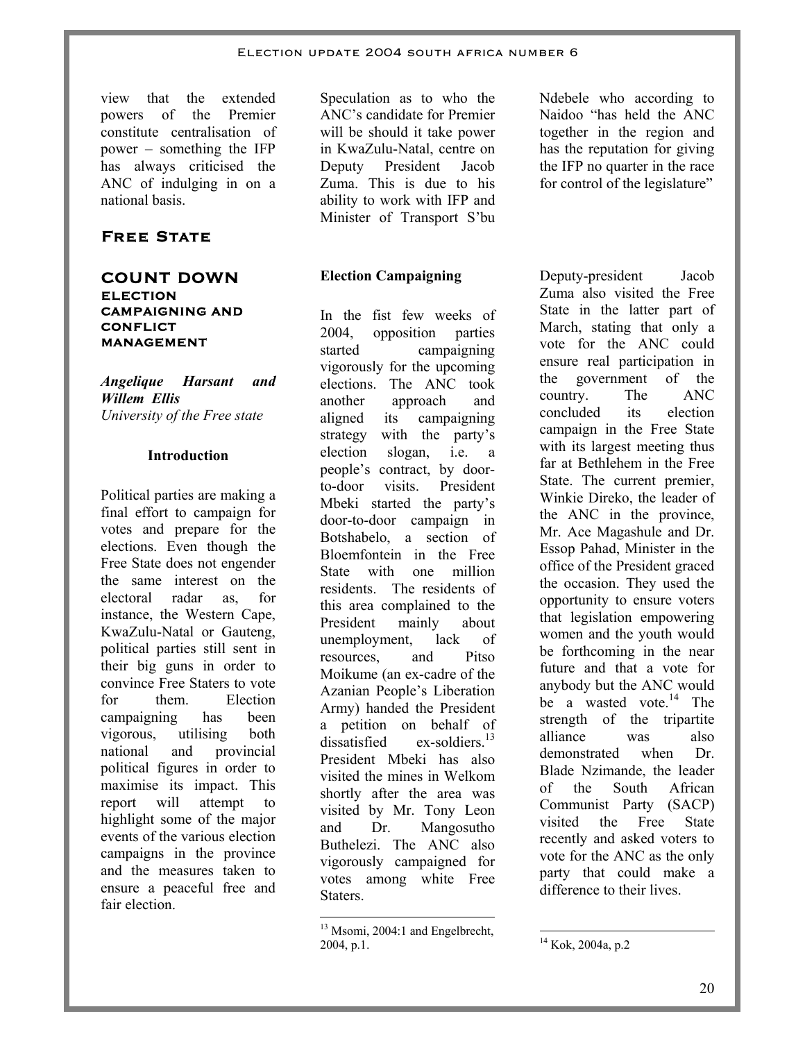view that the extended powers of the Premier constitute centralisation of power – something the IFP has always criticised the ANC of indulging in on a national basis.

Speculation as to who the ANC's candidate for Premier will be should it take power in KwaZulu-Natal, centre on Deputy President Jacob Zuma. This is due to his ability to work with IFP and Minister of Transport S'bu Ndebele who according to Naidoo "has held the ANC together in the region and has the reputation for giving the IFP no quarter in the race for control of the legislature"

## Free State

## COUNT DOWN

### ELECTION CAMPAIGNING AND CONFLICT MANAGEMENT

***Angelique Harsant and Willem Ellis***
*University of the Free state*

### Introduction

Political parties are making a final effort to campaign for votes and prepare for the elections. Even though the Free State does not engender the same interest on the electoral radar as, for instance, the Western Cape, KwaZulu-Natal or Gauteng, political parties still sent in their big guns in order to convince Free Staters to vote for them. Election campaigning has been vigorous, utilising both national and provincial political figures in order to maximise its impact. This report will attempt to highlight some of the major events of the various election campaigns in the province and the measures taken to ensure a peaceful free and fair election.

### Election Campaigning

In the fist few weeks of 2004, opposition parties started campaigning vigorously for the upcoming elections. The ANC took another approach and aligned its campaigning strategy with the party's election slogan, i.e. a people's contract, by door-to-door visits. President Mbeki started the party's door-to-door campaign in Botshabelo, a section of Bloemfontein in the Free State with one million residents. The residents of this area complained to the President mainly about unemployment, lack of resources, and Pitso Moikume (an ex-cadre of the Azanian People's Liberation Army) handed the President a petition on behalf of dissatisfied ex-soldiers.[13] President Mbeki has also visited the mines in Welkom shortly after the area was visited by Mr. Tony Leon and Dr. Mangosuthu Buthelezi. The ANC also vigorously campaigned for votes among white Free Staters.

Deputy-president Jacob Zuma also visited the Free State in the latter part of March, stating that only a vote for the ANC could ensure real participation in the government of the country. The ANC concluded its election campaign in the Free State with its largest meeting thus far at Bethlehem in the Free State. The current premier, Winkie Direko, the leader of the ANC in the province, Mr. Ace Magashule and Dr. Essop Pahad, Minister in the office of the President graced the occasion. They used the opportunity to ensure voters that legislation empowering women and the youth would be forthcoming in the near future and that a vote for anybody but the ANC would be a wasted vote.[14] The strength of the tripartite alliance was also demonstrated when Dr. Blade Nzimande, the leader of the South African Communist Party (SACP) visited the Free State recently and asked voters to vote for the ANC as the only party that could make a difference to their lives.

---

[13] Msomi, 2004:1 and Engelbrecht, 2004, p.1.

[14] Kok, 2004a, p.2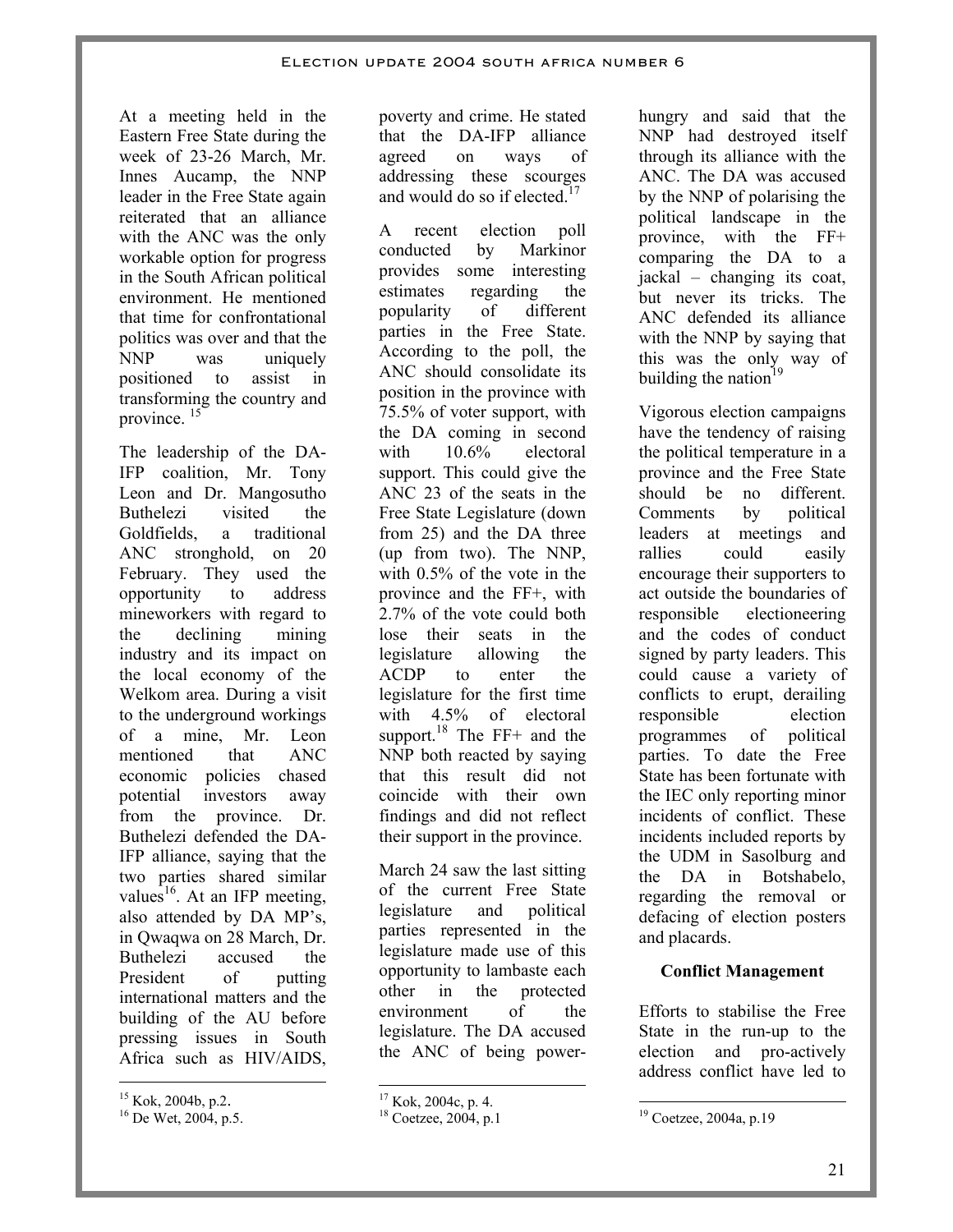At a meeting held in the Eastern Free State during the week of 23-26 March, Mr. Innes Aucamp, the NNP leader in the Free State again reiterated that an alliance with the ANC was the only workable option for progress in the South African political environment. He mentioned that time for confrontational politics was over and that the NNP was uniquely positioned to assist in transforming the country and province. [15]

The leadership of the DA-IFP coalition, Mr. Tony Leon and Dr. Mangosutho Buthelezi visited the Goldfields, a traditional ANC stronghold, on 20 February. They used the opportunity to address mineworkers with regard to the declining mining industry and its impact on the local economy of the Welkom area. During a visit to the underground workings of a mine, Mr. Leon mentioned that ANC economic policies chased potential investors away from the province. Dr. Buthelezi defended the DA-IFP alliance, saying that the two parties shared similar values[16]. At an IFP meeting, also attended by DA MP's, in Qwaqwa on 28 March, Dr. Buthelezi accused the President of putting international matters and the building of the AU before pressing issues in South Africa such as HIV/AIDS, poverty and crime. He stated that the DA-IFP alliance agreed on ways of addressing these scourges and would do so if elected.[17]

A recent election poll conducted by Markinor provides some interesting estimates regarding the popularity of different parties in the Free State. According to the poll, the ANC should consolidate its position in the province with 75.5% of voter support, with the DA coming in second with 10.6% electoral support. This could give the ANC 23 of the seats in the Free State Legislature (down from 25) and the DA three (up from two). The NNP, with 0.5% of the vote in the province and the FF+, with 2.7% of the vote could both lose their seats in the legislature allowing the ACDP to enter the legislature for the first time with 4.5% of electoral support.[18] The FF+ and the NNP both reacted by saying that this result did not coincide with their own findings and did not reflect their support in the province.

March 24 saw the last sitting of the current Free State legislature and political parties represented in the legislature made use of this opportunity to lambaste each other in the protected environment of the legislature. The DA accused the ANC of being power-hungry and said that the NNP had destroyed itself through its alliance with the ANC. The DA was accused by the NNP of polarising the political landscape in the province, with the FF+ comparing the DA to a jackal – changing its coat, but never its tricks. The ANC defended its alliance with the NNP by saying that this was the only way of building the nation[19]

Vigorous election campaigns have the tendency of raising the political temperature in a province and the Free State should be no different. Comments by political leaders at meetings and rallies could easily encourage their supporters to act outside the boundaries of responsible electioneering and the codes of conduct signed by party leaders. This could cause a variety of conflicts to erupt, derailing responsible election programmes of political parties. To date the Free State has been fortunate with the IEC only reporting minor incidents of conflict. These incidents included reports by the UDM in Sasolburg and the DA in Botshabelo, regarding the removal or defacing of election posters and placards.

**Conflict Management**

Efforts to stabilise the Free State in the run-up to the election and pro-actively address conflict have led to

---

[15] Kok, 2004b, p.2.
[16] De Wet, 2004, p.5.
[17] Kok, 2004c, p. 4.
[18] Coetzee, 2004, p.1
[19] Coetzee, 2004a, p.19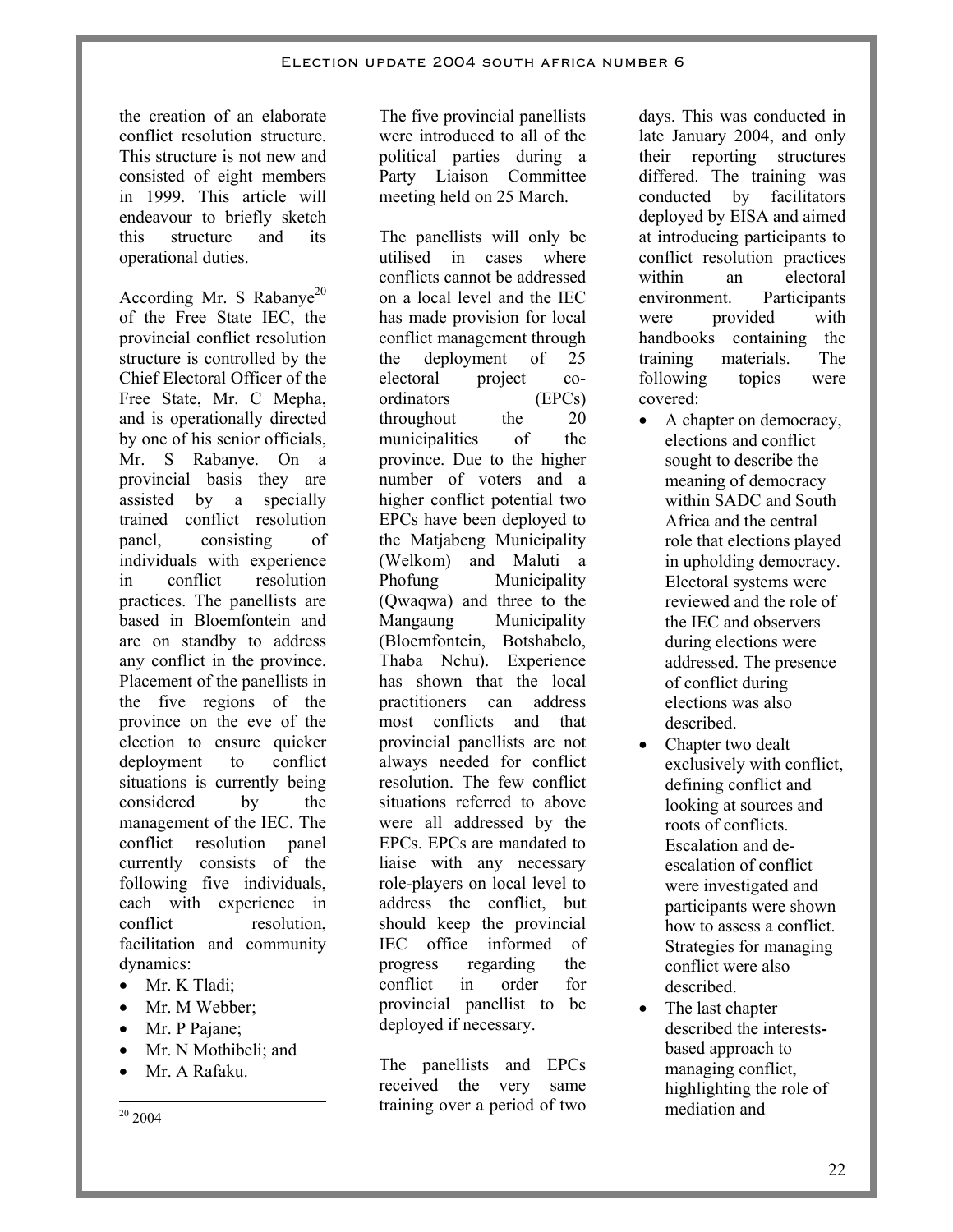the creation of an elaborate conflict resolution structure. This structure is not new and consisted of eight members in 1999. This article will endeavour to briefly sketch this structure and its operational duties.

According Mr. S Rabanye[20] of the Free State IEC, the provincial conflict resolution structure is controlled by the Chief Electoral Officer of the Free State, Mr. C Mepha, and is operationally directed by one of his senior officials, Mr. S Rabanye. On a provincial basis they are assisted by a specially trained conflict resolution panel, consisting of individuals with experience in conflict resolution practices. The panellists are based in Bloemfontein and are on standby to address any conflict in the province. Placement of the panellists in the five regions of the province on the eve of the election to ensure quicker deployment to conflict situations is currently being considered by the management of the IEC. The conflict resolution panel currently consists of the following five individuals, each with experience in conflict resolution, facilitation and community dynamics:

- Mr. K Tladi;
- Mr. M Webber;
- Mr. P Pajane;
- Mr. N Mothibeli; and
- Mr. A Rafaku.

The five provincial panellists were introduced to all of the political parties during a Party Liaison Committee meeting held on 25 March.

The panellists will only be utilised in cases where conflicts cannot be addressed on a local level and the IEC has made provision for local conflict management through the deployment of 25 electoral project co-ordinators (EPCs) throughout the 20 municipalities of the province. Due to the higher number of voters and a higher conflict potential two EPCs have been deployed to the Matjabeng Municipality (Welkom) and Maluti a Phofung Municipality (Qwaqwa) and three to the Mangaung Municipality (Bloemfontein, Botshabelo, Thaba Nchu). Experience has shown that the local practitioners can address most conflicts and that provincial panellists are not always needed for conflict resolution. The few conflict situations referred to above were all addressed by the EPCs. EPCs are mandated to liaise with any necessary role-players on local level to address the conflict, but should keep the provincial IEC office informed of progress regarding the conflict in order for provincial panellist to be deployed if necessary.

The panellists and EPCs received the very same training over a period of two days. This was conducted in late January 2004, and only their reporting structures differed. The training was conducted by facilitators deployed by EISA and aimed at introducing participants to conflict resolution practices within an electoral environment. Participants were provided with handbooks containing the training materials. The following topics were covered:

- A chapter on democracy, elections and conflict sought to describe the meaning of democracy within SADC and South Africa and the central role that elections played in upholding democracy. Electoral systems were reviewed and the role of the IEC and observers during elections were addressed. The presence of conflict during elections was also described.
- Chapter two dealt exclusively with conflict, defining conflict and looking at sources and roots of conflicts. Escalation and de-escalation of conflict were investigated and participants were shown how to assess a conflict. Strategies for managing conflict were also described.
- The last chapter described the interests-based approach to managing conflict, highlighting the role of mediation and

[20] 2004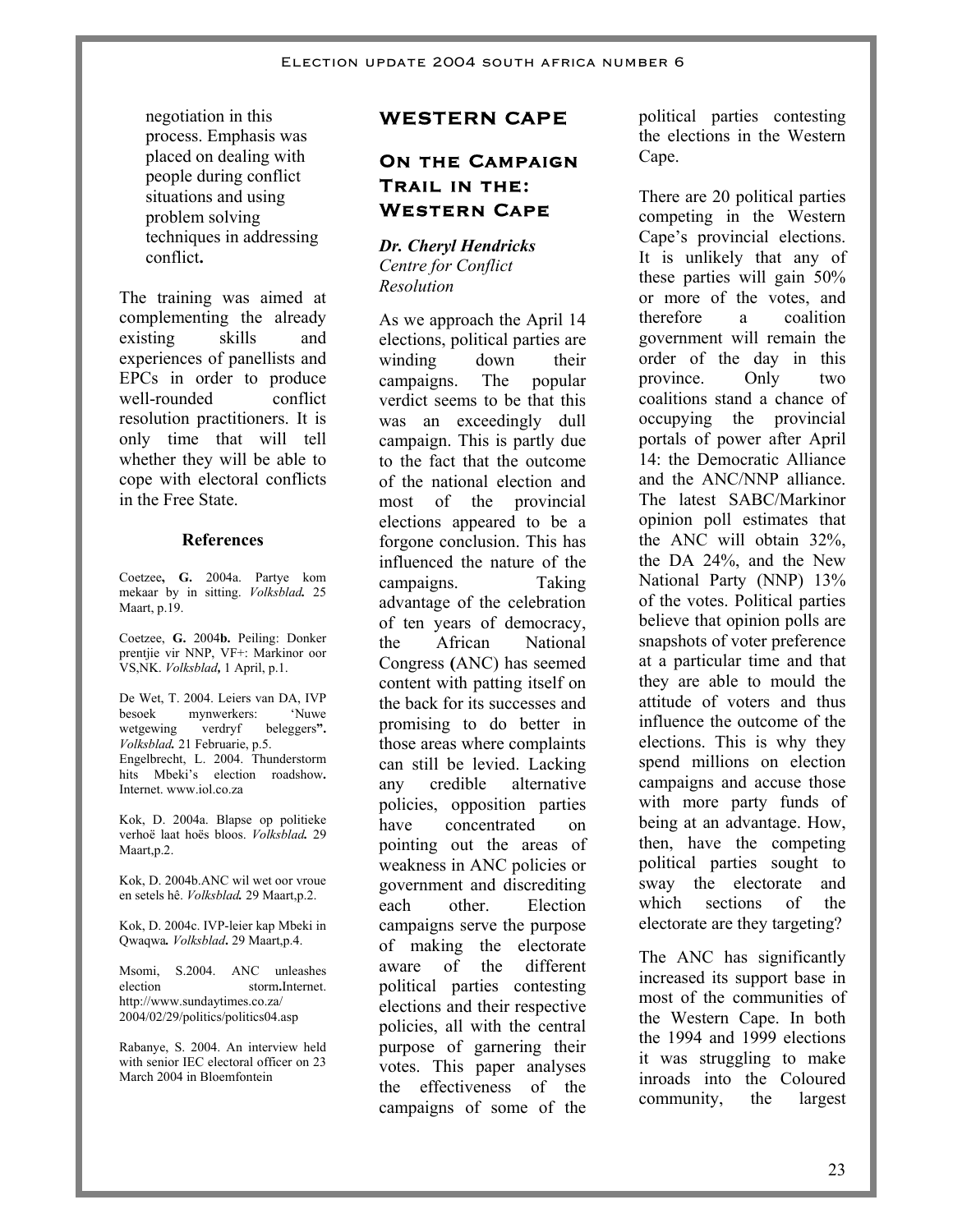negotiation in this process. Emphasis was placed on dealing with people during conflict situations and using problem solving techniques in addressing conflict**.**

The training was aimed at complementing the already existing skills and experiences of panellists and EPCs in order to produce well-rounded conflict resolution practitioners. It is only time that will tell whether they will be able to cope with electoral conflicts in the Free State.

**References**

Coetzee**, G.** 2004a. Partye kom mekaar by in sitting. *Volksblad.* 25 Maart, p.19.

Coetzee, **G.** 2004**b.** Peiling: Donker prentjie vir NNP, VF+: Markinor oor VS,NK. *Volksblad,* 1 April, p.1.

De Wet, T. 2004. Leiers van DA, IVP besoek mynwerkers: 'Nuwe wetgewing verdryf beleggers**".** *Volksblad.* 21 Februarie, p.5.

Engelbrecht, L. 2004. Thunderstorm hits Mbeki's election roadshow**.** Internet. www.iol.co.za

Kok, D. 2004a. Blapse op politieke verhoë laat hoës bloos. *Volksblad.* 29 Maart,p.2.

Kok, D. 2004b.ANC wil wet oor vroue en setels hê. *Volksblad.* 29 Maart,p.2.

Kok, D. 2004c. IVP-leier kap Mbeki in Qwaqwa*. Volksblad***.** 29 Maart,p.4.

Msomi, S.2004. ANC unleashes election storm**.**Internet. http://www.sundaytimes.co.za/2004/02/29/politics/politics04.asp

Rabanye, S. 2004. An interview held with senior IEC electoral officer on 23 March 2004 in Bloemfontein

# WESTERN CAPE

## On the Campaign Trail in the: Western Cape

***Dr. Cheryl Hendricks***
*Centre for Conflict Resolution*

As we approach the April 14 elections, political parties are winding down their campaigns. The popular verdict seems to be that this was an exceedingly dull campaign. This is partly due to the fact that the outcome of the national election and most of the provincial elections appeared to be a forgone conclusion. This has influenced the nature of the campaigns. Taking advantage of the celebration of ten years of democracy, the African National Congress **(**ANC) has seemed content with patting itself on the back for its successes and promising to do better in those areas where complaints can still be levied. Lacking any credible alternative policies, opposition parties have concentrated on pointing out the areas of weakness in ANC policies or government and discrediting each other. Election campaigns serve the purpose of making the electorate aware of the different political parties contesting elections and their respective policies, all with the central purpose of garnering their votes. This paper analyses the effectiveness of the campaigns of some of the political parties contesting the elections in the Western Cape.

There are 20 political parties competing in the Western Cape's provincial elections. It is unlikely that any of these parties will gain 50% or more of the votes, and therefore a coalition government will remain the order of the day in this province. Only two coalitions stand a chance of occupying the provincial portals of power after April 14: the Democratic Alliance and the ANC/NNP alliance. The latest SABC/Markinor opinion poll estimates that the ANC will obtain 32%, the DA 24%, and the New National Party (NNP) 13% of the votes. Political parties believe that opinion polls are snapshots of voter preference at a particular time and that they are able to mould the attitude of voters and thus influence the outcome of the elections. This is why they spend millions on election campaigns and accuse those with more party funds of being at an advantage. How, then, have the competing political parties sought to sway the electorate and which sections of the electorate are they targeting?

The ANC has significantly increased its support base in most of the communities of the Western Cape. In both the 1994 and 1999 elections it was struggling to make inroads into the Coloured community, the largest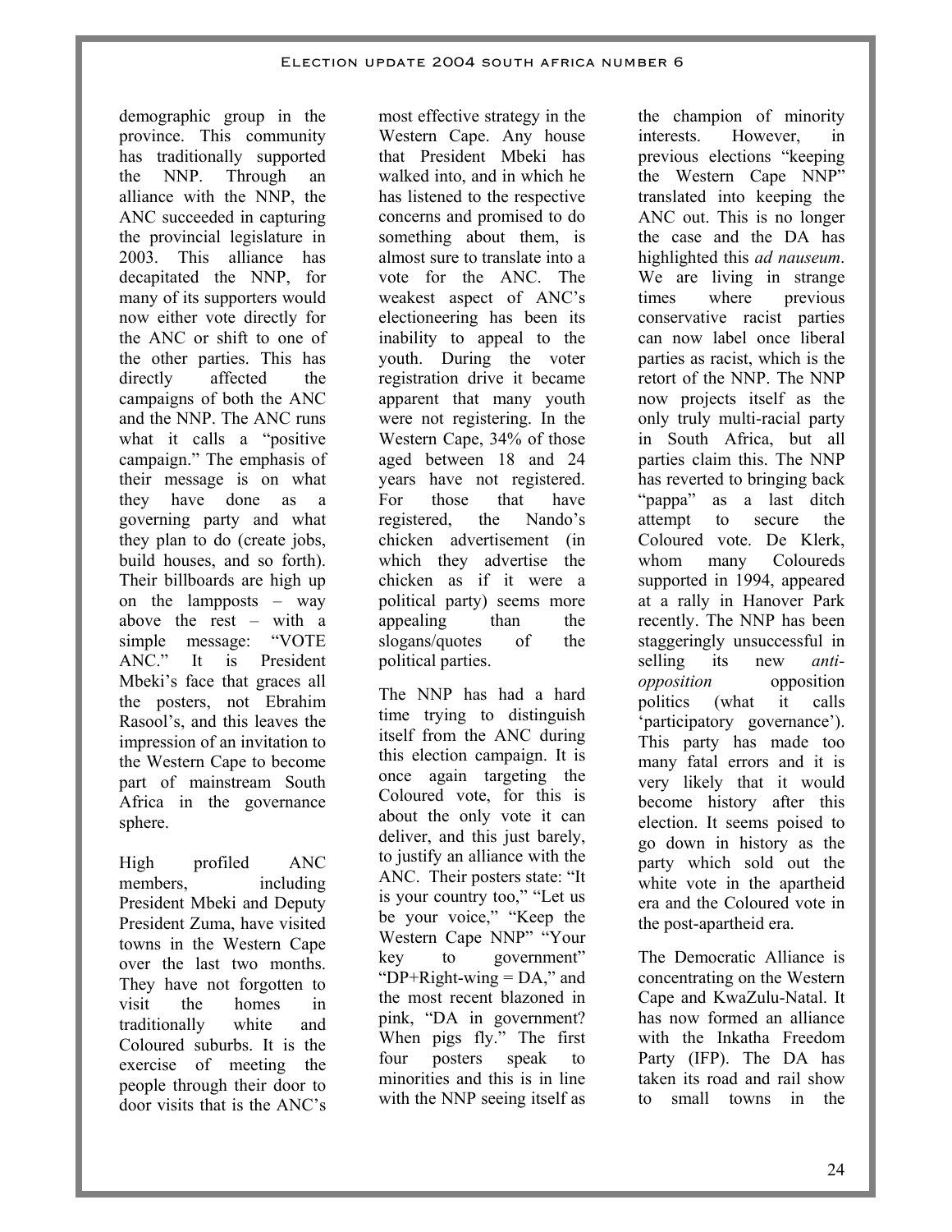demographic group in the province. This community has traditionally supported the NNP. Through an alliance with the NNP, the ANC succeeded in capturing the provincial legislature in 2003. This alliance has decapitated the NNP, for many of its supporters would now either vote directly for the ANC or shift to one of the other parties. This has directly affected the campaigns of both the ANC and the NNP. The ANC runs what it calls a "positive campaign." The emphasis of their message is on what they have done as a governing party and what they plan to do (create jobs, build houses, and so forth). Their billboards are high up on the lampposts – way above the rest – with a simple message: "VOTE ANC." It is President Mbeki's face that graces all the posters, not Ebrahim Rasool's, and this leaves the impression of an invitation to the Western Cape to become part of mainstream South Africa in the governance sphere.

High profiled ANC members, including President Mbeki and Deputy President Zuma, have visited towns in the Western Cape over the last two months. They have not forgotten to visit the homes in traditionally white and Coloured suburbs. It is the exercise of meeting the people through their door to door visits that is the ANC's most effective strategy in the Western Cape. Any house that President Mbeki has walked into, and in which he has listened to the respective concerns and promised to do something about them, is almost sure to translate into a vote for the ANC. The weakest aspect of ANC's electioneering has been its inability to appeal to the youth. During the voter registration drive it became apparent that many youth were not registering. In the Western Cape, 34% of those aged between 18 and 24 years have not registered. For those that have registered, the Nando's chicken advertisement (in which they advertise the chicken as if it were a political party) seems more appealing than the slogans/quotes of the political parties.

The NNP has had a hard time trying to distinguish itself from the ANC during this election campaign. It is once again targeting the Coloured vote, for this is about the only vote it can deliver, and this just barely, to justify an alliance with the ANC. Their posters state: "It is your country too," "Let us be your voice," "Keep the Western Cape NNP" "Your key to government" "DP+Right-wing = DA," and the most recent blazoned in pink, "DA in government? When pigs fly." The first four posters speak to minorities and this is in line with the NNP seeing itself as the champion of minority interests. However, in previous elections "keeping the Western Cape NNP" translated into keeping the ANC out. This is no longer the case and the DA has highlighted this *ad nauseum*. We are living in strange times where previous conservative racist parties can now label once liberal parties as racist, which is the retort of the NNP. The NNP now projects itself as the only truly multi-racial party in South Africa, but all parties claim this. The NNP has reverted to bringing back "pappa" as a last ditch attempt to secure the Coloured vote. De Klerk, whom many Coloureds supported in 1994, appeared at a rally in Hanover Park recently. The NNP has been staggeringly unsuccessful in selling its new *anti-opposition* opposition politics (what it calls 'participatory governance'). This party has made too many fatal errors and it is very likely that it would become history after this election. It seems poised to go down in history as the party which sold out the white vote in the apartheid era and the Coloured vote in the post-apartheid era.

The Democratic Alliance is concentrating on the Western Cape and KwaZulu-Natal. It has now formed an alliance with the Inkatha Freedom Party (IFP). The DA has taken its road and rail show to small towns in the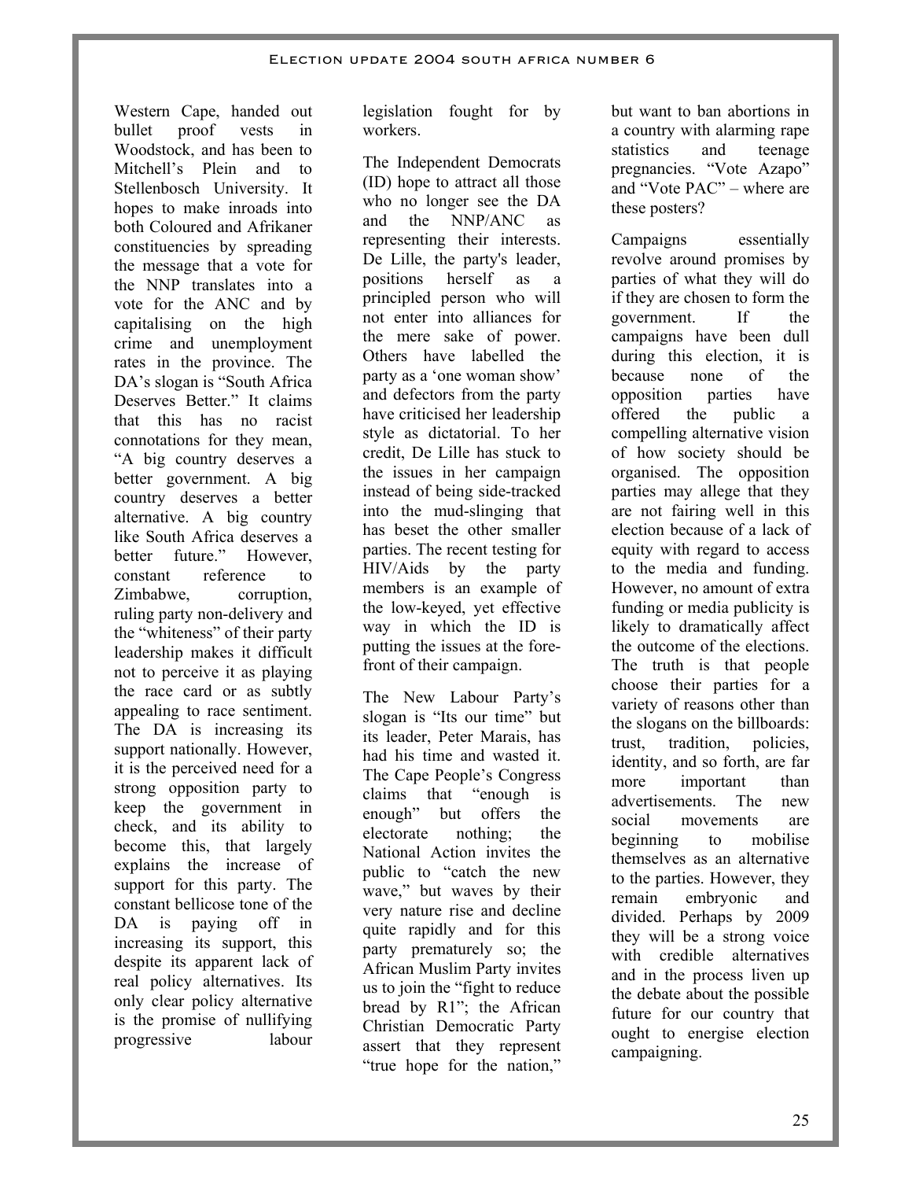Western Cape, handed out bullet proof vests in Woodstock, and has been to Mitchell's Plein and to Stellenbosch University. It hopes to make inroads into both Coloured and Afrikaner constituencies by spreading the message that a vote for the NNP translates into a vote for the ANC and by capitalising on the high crime and unemployment rates in the province. The DA's slogan is "South Africa Deserves Better." It claims that this has no racist connotations for they mean, "A big country deserves a better government. A big country deserves a better alternative. A big country like South Africa deserves a better future." However, constant reference to Zimbabwe, corruption, ruling party non-delivery and the "whiteness" of their party leadership makes it difficult not to perceive it as playing the race card or as subtly appealing to race sentiment. The DA is increasing its support nationally. However, it is the perceived need for a strong opposition party to keep the government in check, and its ability to become this, that largely explains the increase of support for this party. The constant bellicose tone of the DA is paying off in increasing its support, this despite its apparent lack of real policy alternatives. Its only clear policy alternative is the promise of nullifying progressive labour legislation fought for by workers.

The Independent Democrats (ID) hope to attract all those who no longer see the DA and the NNP/ANC as representing their interests. De Lille, the party's leader, positions herself as a principled person who will not enter into alliances for the mere sake of power. Others have labelled the party as a 'one woman show' and defectors from the party have criticised her leadership style as dictatorial. To her credit, De Lille has stuck to the issues in her campaign instead of being side-tracked into the mud-slinging that has beset the other smaller parties. The recent testing for HIV/Aids by the party members is an example of the low-keyed, yet effective way in which the ID is putting the issues at the fore-front of their campaign.

The New Labour Party's slogan is "Its our time" but its leader, Peter Marais, has had his time and wasted it. The Cape People's Congress claims that "enough is enough" but offers the electorate nothing; the National Action invites the public to "catch the new wave," but waves by their very nature rise and decline quite rapidly and for this party prematurely so; the African Muslim Party invites us to join the "fight to reduce bread by R1"; the African Christian Democratic Party assert that they represent "true hope for the nation," but want to ban abortions in a country with alarming rape statistics and teenage pregnancies. "Vote Azapo" and "Vote PAC" – where are these posters?

Campaigns essentially revolve around promises by parties of what they will do if they are chosen to form the government. If the campaigns have been dull during this election, it is because none of the opposition parties have offered the public a compelling alternative vision of how society should be organised. The opposition parties may allege that they are not fairing well in this election because of a lack of equity with regard to access to the media and funding. However, no amount of extra funding or media publicity is likely to dramatically affect the outcome of the elections. The truth is that people choose their parties for a variety of reasons other than the slogans on the billboards: trust, tradition, policies, identity, and so forth, are far more important than advertisements. The new social movements are beginning to mobilise themselves as an alternative to the parties. However, they remain embryonic and divided. Perhaps by 2009 they will be a strong voice with credible alternatives and in the process liven up the debate about the possible future for our country that ought to energise election campaigning.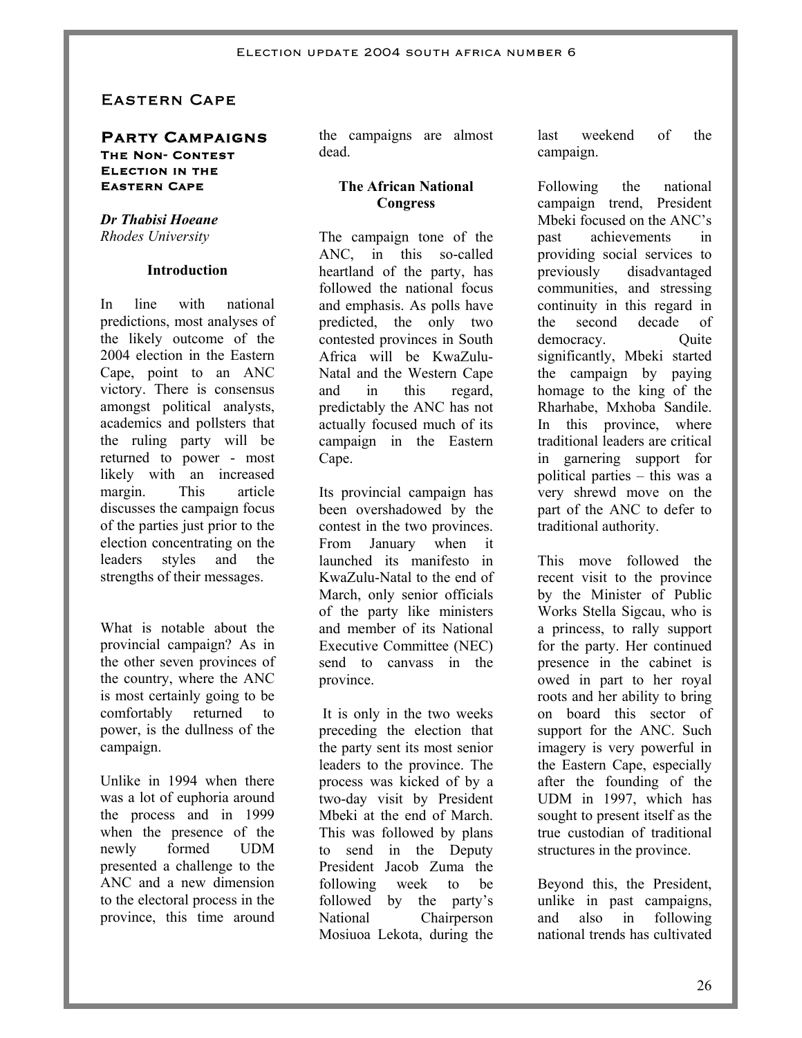# Eastern Cape

## Party Campaigns

### The Non- Contest Election in the Eastern Cape

***Dr Thabisi Hoeane***
*Rhodes University*

**Introduction**

In line with national predictions, most analyses of the likely outcome of the 2004 election in the Eastern Cape, point to an ANC victory. There is consensus amongst political analysts, academics and pollsters that the ruling party will be returned to power - most likely with an increased margin. This article discusses the campaign focus of the parties just prior to the election concentrating on the leaders styles and the strengths of their messages.

What is notable about the provincial campaign? As in the other seven provinces of the country, where the ANC is most certainly going to be comfortably returned to power, is the dullness of the campaign.

Unlike in 1994 when there was a lot of euphoria around the process and in 1999 when the presence of the newly formed UDM presented a challenge to the ANC and a new dimension to the electoral process in the province, this time around the campaigns are almost dead.

**The African National Congress**

The campaign tone of the ANC, in this so-called heartland of the party, has followed the national focus and emphasis. As polls have predicted, the only two contested provinces in South Africa will be KwaZulu-Natal and the Western Cape and in this regard, predictably the ANC has not actually focused much of its campaign in the Eastern Cape.

Its provincial campaign has been overshadowed by the contest in the two provinces. From January when it launched its manifesto in KwaZulu-Natal to the end of March, only senior officials of the party like ministers and member of its National Executive Committee (NEC) send to canvass in the province.

It is only in the two weeks preceding the election that the party sent its most senior leaders to the province. The process was kicked of by a two-day visit by President Mbeki at the end of March. This was followed by plans to send in the Deputy President Jacob Zuma the following week to be followed by the party's National Chairperson Mosiuoa Lekota, during the last weekend of the campaign.

Following the national campaign trend, President Mbeki focused on the ANC's past achievements in providing social services to previously disadvantaged communities, and stressing continuity in this regard in the second decade of democracy. Quite significantly, Mbeki started the campaign by paying homage to the king of the Rharhabe, Mxhoba Sandile. In this province, where traditional leaders are critical in garnering support for political parties – this was a very shrewd move on the part of the ANC to defer to traditional authority.

This move followed the recent visit to the province by the Minister of Public Works Stella Sigcau, who is a princess, to rally support for the party. Her continued presence in the cabinet is owed in part to her royal roots and her ability to bring on board this sector of support for the ANC. Such imagery is very powerful in the Eastern Cape, especially after the founding of the UDM in 1997, which has sought to present itself as the true custodian of traditional structures in the province.

Beyond this, the President, unlike in past campaigns, and also in following national trends has cultivated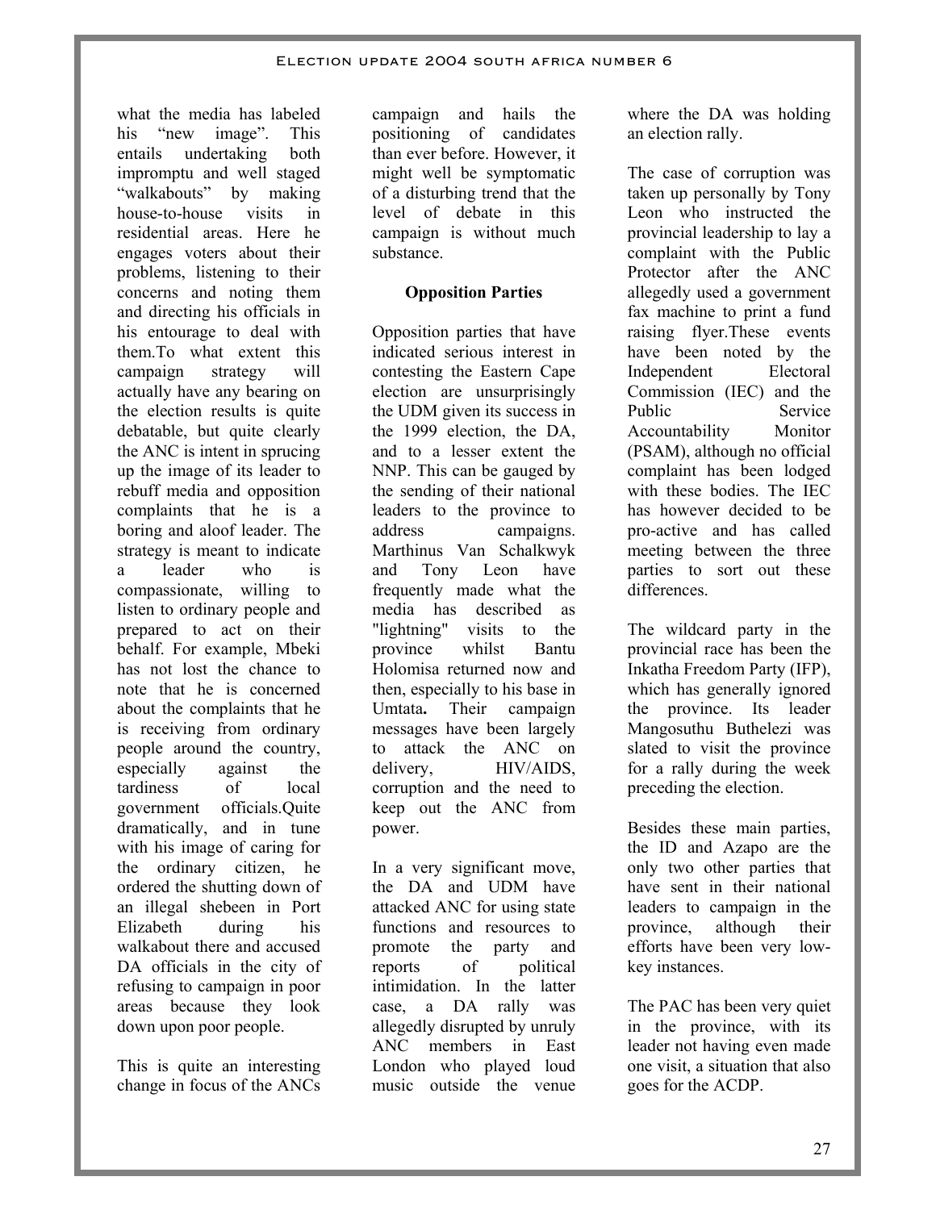what the media has labeled his "new image". This entails undertaking both impromptu and well staged "walkabouts" by making house-to-house visits in residential areas. Here he engages voters about their problems, listening to their concerns and noting them and directing his officials in his entourage to deal with them.To what extent this campaign strategy will actually have any bearing on the election results is quite debatable, but quite clearly the ANC is intent in sprucing up the image of its leader to rebuff media and opposition complaints that he is a boring and aloof leader. The strategy is meant to indicate a leader who is compassionate, willing to listen to ordinary people and prepared to act on their behalf. For example, Mbeki has not lost the chance to note that he is concerned about the complaints that he is receiving from ordinary people around the country, especially against the tardiness of local government officials.Quite dramatically, and in tune with his image of caring for the ordinary citizen, he ordered the shutting down of an illegal shebeen in Port Elizabeth during his walkabout there and accused DA officials in the city of refusing to campaign in poor areas because they look down upon poor people.

This is quite an interesting change in focus of the ANCs campaign and hails the positioning of candidates than ever before. However, it might well be symptomatic of a disturbing trend that the level of debate in this campaign is without much substance.

**Opposition Parties**

Opposition parties that have indicated serious interest in contesting the Eastern Cape election are unsurprisingly the UDM given its success in the 1999 election, the DA, and to a lesser extent the NNP. This can be gauged by the sending of their national leaders to the province to address campaigns. Marthinus Van Schalkwyk and Tony Leon have frequently made what the media has described as "lightning" visits to the province whilst Bantu Holomisa returned now and then, especially to his base in Umtata**.** Their campaign messages have been largely to attack the ANC on delivery, HIV/AIDS, corruption and the need to keep out the ANC from power.

In a very significant move, the DA and UDM have attacked ANC for using state functions and resources to promote the party and reports of political intimidation. In the latter case, a DA rally was allegedly disrupted by unruly ANC members in East London who played loud music outside the venue where the DA was holding an election rally.

The case of corruption was taken up personally by Tony Leon who instructed the provincial leadership to lay a complaint with the Public Protector after the ANC allegedly used a government fax machine to print a fund raising flyer.These events have been noted by the Independent Electoral Commission (IEC) and the Public Service Accountability Monitor (PSAM), although no official complaint has been lodged with these bodies. The IEC has however decided to be pro-active and has called meeting between the three parties to sort out these differences.

The wildcard party in the provincial race has been the Inkatha Freedom Party (IFP), which has generally ignored the province. Its leader Mangosuthu Buthelezi was slated to visit the province for a rally during the week preceding the election.

Besides these main parties, the ID and Azapo are the only two other parties that have sent in their national leaders to campaign in the province, although their efforts have been very low-key instances.

The PAC has been very quiet in the province, with its leader not having even made one visit, a situation that also goes for the ACDP.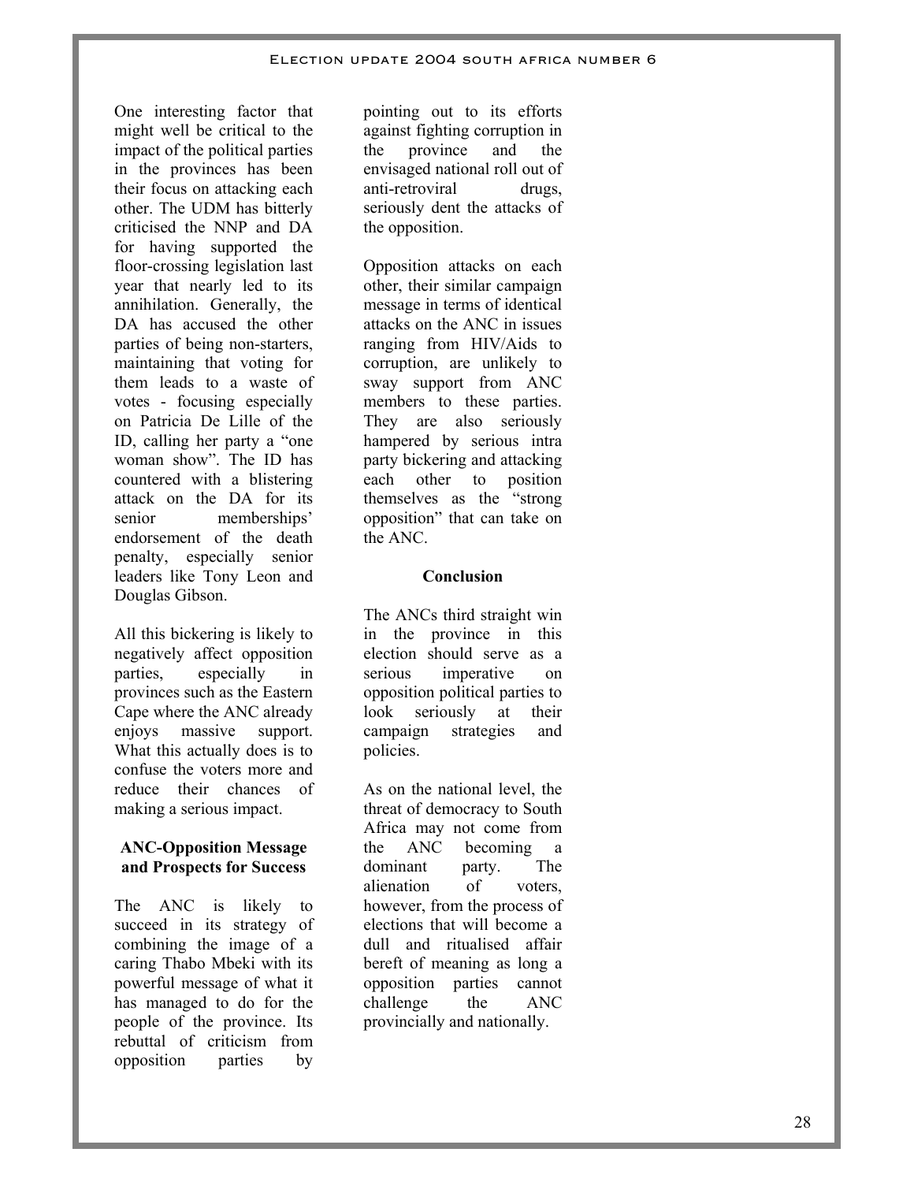One interesting factor that might well be critical to the impact of the political parties in the provinces has been their focus on attacking each other. The UDM has bitterly criticised the NNP and DA for having supported the floor-crossing legislation last year that nearly led to its annihilation. Generally, the DA has accused the other parties of being non-starters, maintaining that voting for them leads to a waste of votes - focusing especially on Patricia De Lille of the ID, calling her party a "one woman show". The ID has countered with a blistering attack on the DA for its senior memberships' endorsement of the death penalty, especially senior leaders like Tony Leon and Douglas Gibson.

All this bickering is likely to negatively affect opposition parties, especially in provinces such as the Eastern Cape where the ANC already enjoys massive support. What this actually does is to confuse the voters more and reduce their chances of making a serious impact.

**ANC-Opposition Message and Prospects for Success**

The ANC is likely to succeed in its strategy of combining the image of a caring Thabo Mbeki with its powerful message of what it has managed to do for the people of the province. Its rebuttal of criticism from opposition parties by pointing out to its efforts against fighting corruption in the province and the envisaged national roll out of anti-retroviral drugs, seriously dent the attacks of the opposition.

Opposition attacks on each other, their similar campaign message in terms of identical attacks on the ANC in issues ranging from HIV/Aids to corruption, are unlikely to sway support from ANC members to these parties. They are also seriously hampered by serious intra party bickering and attacking each other to position themselves as the "strong opposition" that can take on the ANC.

**Conclusion**

The ANCs third straight win in the province in this election should serve as a serious imperative on opposition political parties to look seriously at their campaign strategies and policies.

As on the national level, the threat of democracy to South Africa may not come from the ANC becoming a dominant party. The alienation of voters, however, from the process of elections that will become a dull and ritualised affair bereft of meaning as long a opposition parties cannot challenge the ANC provincially and nationally.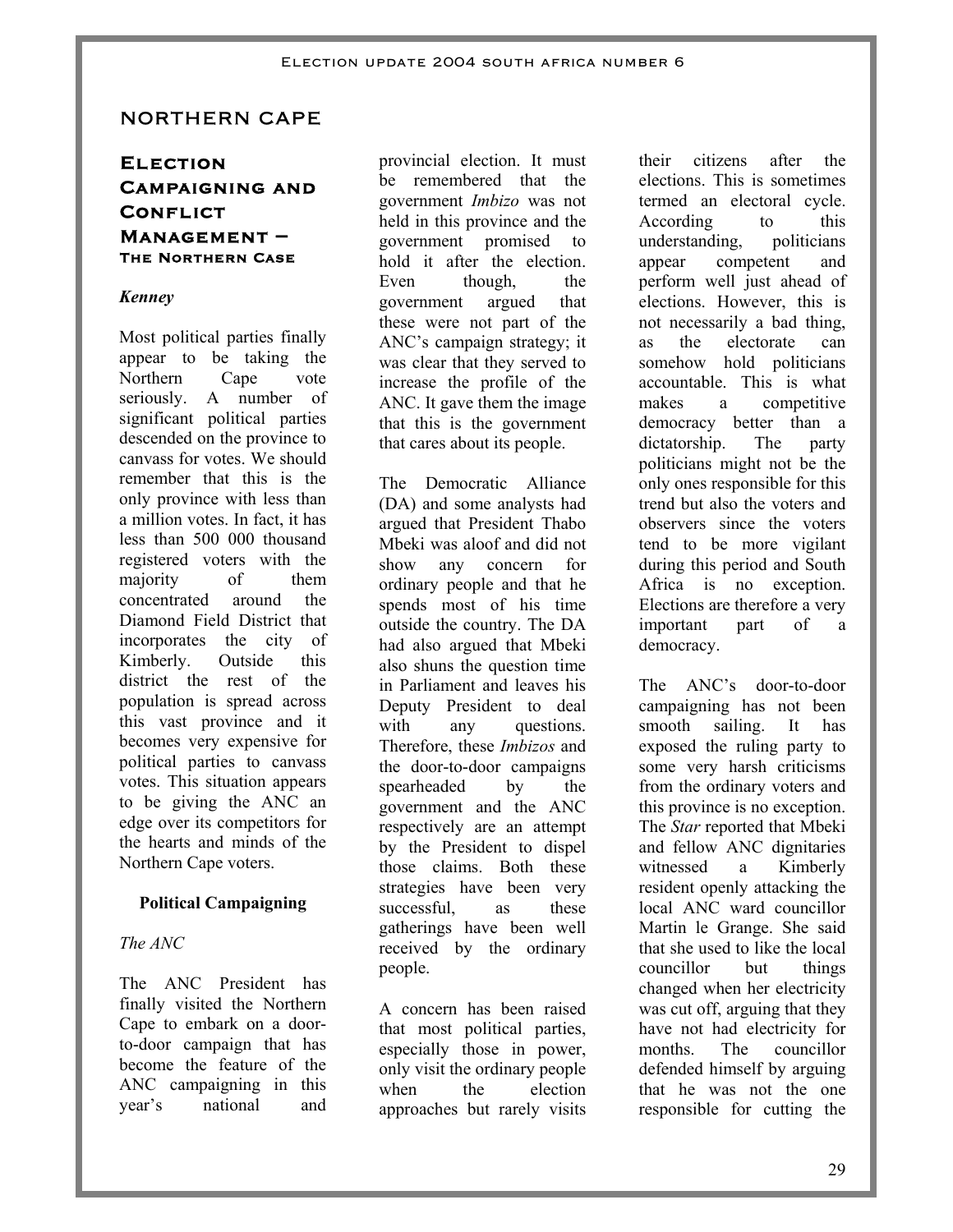# NORTHERN CAPE

## Election Campaigning and Conflict Management – The Northern Case

*Kenney*

Most political parties finally appear to be taking the Northern Cape vote seriously. A number of significant political parties descended on the province to canvass for votes. We should remember that this is the only province with less than a million votes. In fact, it has less than 500 000 thousand registered voters with the majority of them concentrated around the Diamond Field District that incorporates the city of Kimberly. Outside this district the rest of the population is spread across this vast province and it becomes very expensive for political parties to canvass votes. This situation appears to be giving the ANC an edge over its competitors for the hearts and minds of the Northern Cape voters.

### Political Campaigning

*The ANC*

The ANC President has finally visited the Northern Cape to embark on a door-to-door campaign that has become the feature of the ANC campaigning in this year's national and provincial election. It must be remembered that the government *Imbizo* was not held in this province and the government promised to hold it after the election. Even though, the government argued that these were not part of the ANC's campaign strategy; it was clear that they served to increase the profile of the ANC. It gave them the image that this is the government that cares about its people.

The Democratic Alliance (DA) and some analysts had argued that President Thabo Mbeki was aloof and did not show any concern for ordinary people and that he spends most of his time outside the country. The DA had also argued that Mbeki also shuns the question time in Parliament and leaves his Deputy President to deal with any questions. Therefore, these *Imbizos* and the door-to-door campaigns spearheaded by the government and the ANC respectively are an attempt by the President to dispel those claims. Both these strategies have been very successful, as these gatherings have been well received by the ordinary people.

A concern has been raised that most political parties, especially those in power, only visit the ordinary people when the election approaches but rarely visits their citizens after the elections. This is sometimes termed an electoral cycle. According to this understanding, politicians appear competent and perform well just ahead of elections. However, this is not necessarily a bad thing, as the electorate can somehow hold politicians accountable. This is what makes a competitive democracy better than a dictatorship. The party politicians might not be the only ones responsible for this trend but also the voters and observers since the voters tend to be more vigilant during this period and South Africa is no exception. Elections are therefore a very important part of a democracy.

The ANC's door-to-door campaigning has not been smooth sailing. It has exposed the ruling party to some very harsh criticisms from the ordinary voters and this province is no exception. The *Star* reported that Mbeki and fellow ANC dignitaries witnessed a Kimberly resident openly attacking the local ANC ward councillor Martin le Grange. She said that she used to like the local councillor but things changed when her electricity was cut off, arguing that they have not had electricity for months. The councillor defended himself by arguing that he was not the one responsible for cutting the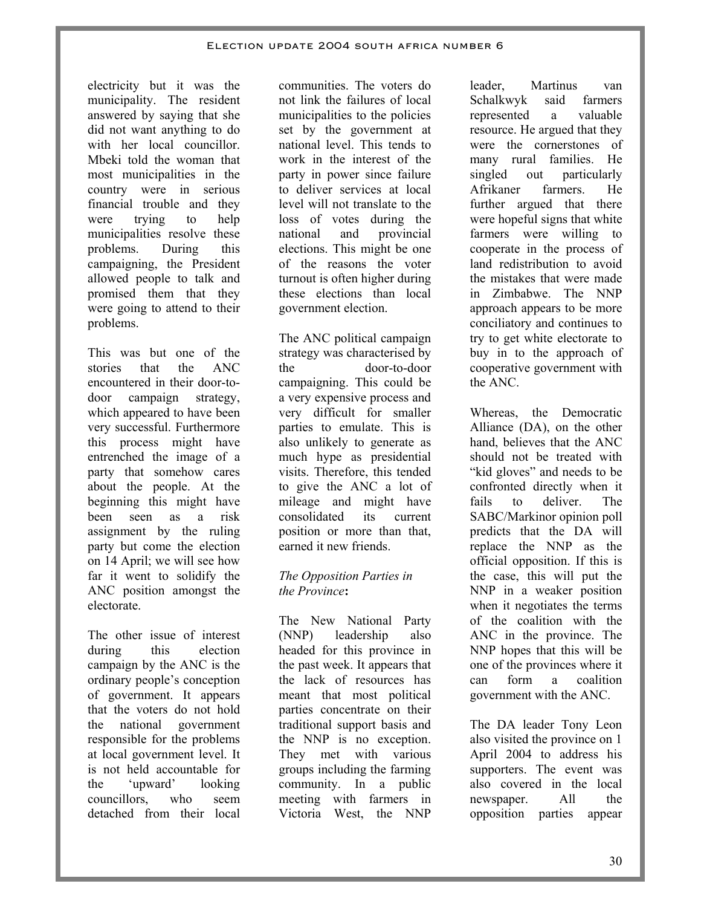electricity but it was the municipality. The resident answered by saying that she did not want anything to do with her local councillor. Mbeki told the woman that most municipalities in the country were in serious financial trouble and they were trying to help municipalities resolve these problems. During this campaigning, the President allowed people to talk and promised them that they were going to attend to their problems.

This was but one of the stories that the ANC encountered in their door-to-door campaign strategy, which appeared to have been very successful. Furthermore this process might have entrenched the image of a party that somehow cares about the people. At the beginning this might have been seen as a risk assignment by the ruling party but come the election on 14 April; we will see how far it went to solidify the ANC position amongst the electorate.

The other issue of interest during this election campaign by the ANC is the ordinary people's conception of government. It appears that the voters do not hold the national government responsible for the problems at local government level. It is not held accountable for the 'upward' looking councillors, who seem detached from their local communities. The voters do not link the failures of local municipalities to the policies set by the government at national level. This tends to work in the interest of the party in power since failure to deliver services at local level will not translate to the loss of votes during the national and provincial elections. This might be one of the reasons the voter turnout is often higher during these elections than local government election.

The ANC political campaign strategy was characterised by the door-to-door campaigning. This could be a very expensive process and very difficult for smaller parties to emulate. This is also unlikely to generate as much hype as presidential visits. Therefore, this tended to give the ANC a lot of mileage and might have consolidated its current position or more than that, earned it new friends.

*The Opposition Parties in the Province***:**

The New National Party (NNP) leadership also headed for this province in the past week. It appears that the lack of resources has meant that most political parties concentrate on their traditional support basis and the NNP is no exception. They met with various groups including the farming community. In a public meeting with farmers in Victoria West, the NNP leader, Martinus van Schalkwyk said farmers represented a valuable resource. He argued that they were the cornerstones of many rural families. He singled out particularly Afrikaner farmers. He further argued that there were hopeful signs that white farmers were willing to cooperate in the process of land redistribution to avoid the mistakes that were made in Zimbabwe. The NNP approach appears to be more conciliatory and continues to try to get white electorate to buy in to the approach of cooperative government with the ANC.

Whereas, the Democratic Alliance (DA), on the other hand, believes that the ANC should not be treated with "kid gloves" and needs to be confronted directly when it fails to deliver. The SABC/Markinor opinion poll predicts that the DA will replace the NNP as the official opposition. If this is the case, this will put the NNP in a weaker position when it negotiates the terms of the coalition with the ANC in the province. The NNP hopes that this will be one of the provinces where it can form a coalition government with the ANC.

The DA leader Tony Leon also visited the province on 1 April 2004 to address his supporters. The event was also covered in the local newspaper. All the opposition parties appear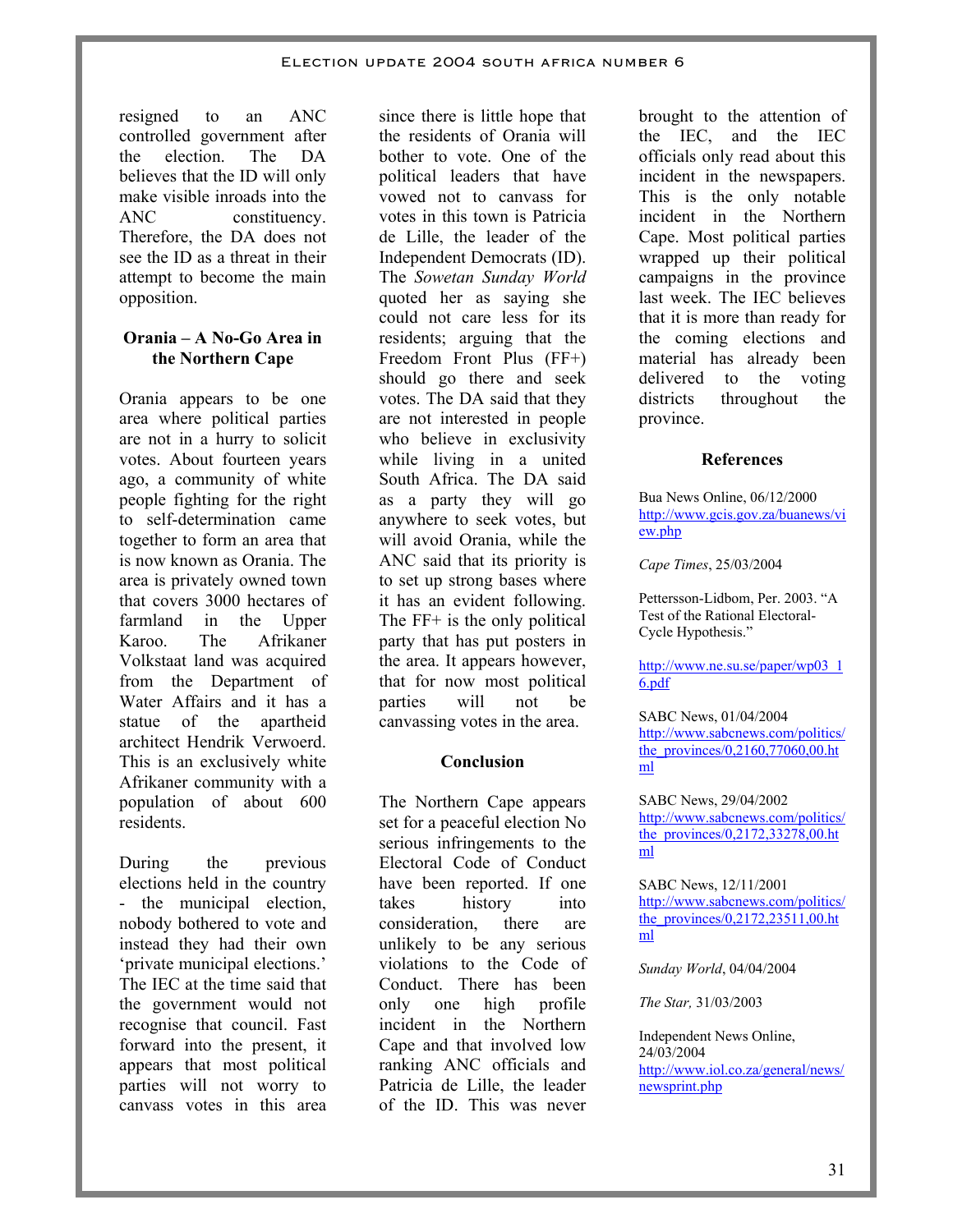resigned to an ANC controlled government after the election. The DA believes that the ID will only make visible inroads into the ANC constituency. Therefore, the DA does not see the ID as a threat in their attempt to become the main opposition.

### Orania – A No-Go Area in the Northern Cape

Orania appears to be one area where political parties are not in a hurry to solicit votes. About fourteen years ago, a community of white people fighting for the right to self-determination came together to form an area that is now known as Orania. The area is privately owned town that covers 3000 hectares of farmland in the Upper Karoo. The Afrikaner Volkstaat land was acquired from the Department of Water Affairs and it has a statue of the apartheid architect Hendrik Verwoerd. This is an exclusively white Afrikaner community with a population of about 600 residents.

During the previous elections held in the country - the municipal election, nobody bothered to vote and instead they had their own 'private municipal elections.' The IEC at the time said that the government would not recognise that council. Fast forward into the present, it appears that most political parties will not worry to canvass votes in this area since there is little hope that the residents of Orania will bother to vote. One of the political leaders that have vowed not to canvass for votes in this town is Patricia de Lille, the leader of the Independent Democrats (ID). The *Sowetan Sunday World* quoted her as saying she could not care less for its residents; arguing that the Freedom Front Plus (FF+) should go there and seek votes. The DA said that they are not interested in people who believe in exclusivity while living in a united South Africa. The DA said as a party they will go anywhere to seek votes, but will avoid Orania, while the ANC said that its priority is to set up strong bases where it has an evident following. The FF+ is the only political party that has put posters in the area. It appears however, that for now most political parties will not be canvassing votes in the area.

### Conclusion

The Northern Cape appears set for a peaceful election No serious infringements to the Electoral Code of Conduct have been reported. If one takes history into consideration, there are unlikely to be any serious violations to the Code of Conduct. There has been only one high profile incident in the Northern Cape and that involved low ranking ANC officials and Patricia de Lille, the leader of the ID. This was never brought to the attention of the IEC, and the IEC officials only read about this incident in the newspapers. This is the only notable incident in the Northern Cape. Most political parties wrapped up their political campaigns in the province last week. The IEC believes that it is more than ready for the coming elections and material has already been delivered to the voting districts throughout the province.

### References

Bua News Online, 06/12/2000
http://www.gcis.gov.za/buanews/view.php

*Cape Times*, 25/03/2004

Pettersson-Lidbom, Per. 2003. "A Test of the Rational Electoral-Cycle Hypothesis."

http://www.ne.su.se/paper/wp03_16.pdf

SABC News, 01/04/2004
http://www.sabcnews.com/politics/the_provinces/0,2160,77060,00.html

SABC News, 29/04/2002
http://www.sabcnews.com/politics/the_provinces/0,2172,33278,00.html

SABC News, 12/11/2001
http://www.sabcnews.com/politics/the_provinces/0,2172,23511,00.html

*Sunday World*, 04/04/2004

*The Star,* 31/03/2003

Independent News Online, 24/03/2004
http://www.iol.co.za/general/news/newsprint.php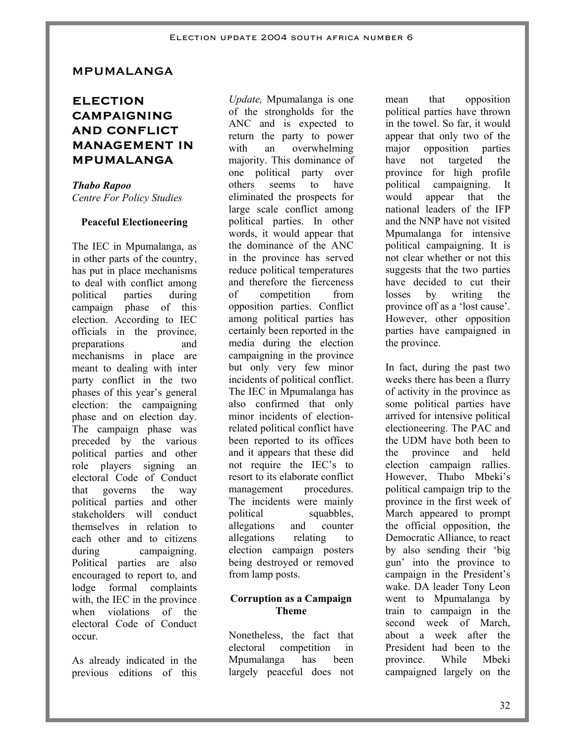## MPUMALANGA

# ELECTION CAMPAIGNING AND CONFLICT MANAGEMENT IN MPUMALANGA

***Thabo Rapoo***
*Centre For Policy Studies*

### Peaceful Electioneering

The IEC in Mpumalanga, as in other parts of the country, has put in place mechanisms to deal with conflict among political parties during campaign phase of this election. According to IEC officials in the province, preparations and mechanisms in place are meant to dealing with inter party conflict in the two phases of this year's general election: the campaigning phase and on election day. The campaign phase was preceded by the various political parties and other role players signing an electoral Code of Conduct that governs the way political parties and other stakeholders will conduct themselves in relation to each other and to citizens during campaigning. Political parties are also encouraged to report to, and lodge formal complaints with, the IEC in the province when violations of the electoral Code of Conduct occur.

As already indicated in the previous editions of this *Update,* Mpumalanga is one of the strongholds for the ANC and is expected to return the party to power with an overwhelming majority. This dominance of one political party over others seems to have eliminated the prospects for large scale conflict among political parties. In other words, it would appear that the dominance of the ANC in the province has served reduce political temperatures and therefore the fierceness of competition from opposition parties. Conflict among political parties has certainly been reported in the media during the election campaigning in the province but only very few minor incidents of political conflict. The IEC in Mpumalanga has also confirmed that only minor incidents of election-related political conflict have been reported to its offices and it appears that these did not require the IEC's to resort to its elaborate conflict management procedures. The incidents were mainly political squabbles, allegations and counter allegations relating to election campaign posters being destroyed or removed from lamp posts.

### Corruption as a Campaign Theme

Nonetheless, the fact that electoral competition in Mpumalanga has been largely peaceful does not mean that opposition political parties have thrown in the towel. So far, it would appear that only two of the major opposition parties have not targeted the province for high profile political campaigning. It would appear that the national leaders of the IFP and the NNP have not visited Mpumalanga for intensive political campaigning. It is not clear whether or not this suggests that the two parties have decided to cut their losses by writing the province off as a 'lost cause'. However, other opposition parties have campaigned in the province.

In fact, during the past two weeks there has been a flurry of activity in the province as some political parties have arrived for intensive political electioneering. The PAC and the UDM have both been to the province and held election campaign rallies. However, Thabo Mbeki's political campaign trip to the province in the first week of March appeared to prompt the official opposition, the Democratic Alliance, to react by also sending their 'big gun' into the province to campaign in the President's wake. DA leader Tony Leon went to Mpumalanga by train to campaign in the second week of March, about a week after the President had been to the province. While Mbeki campaigned largely on the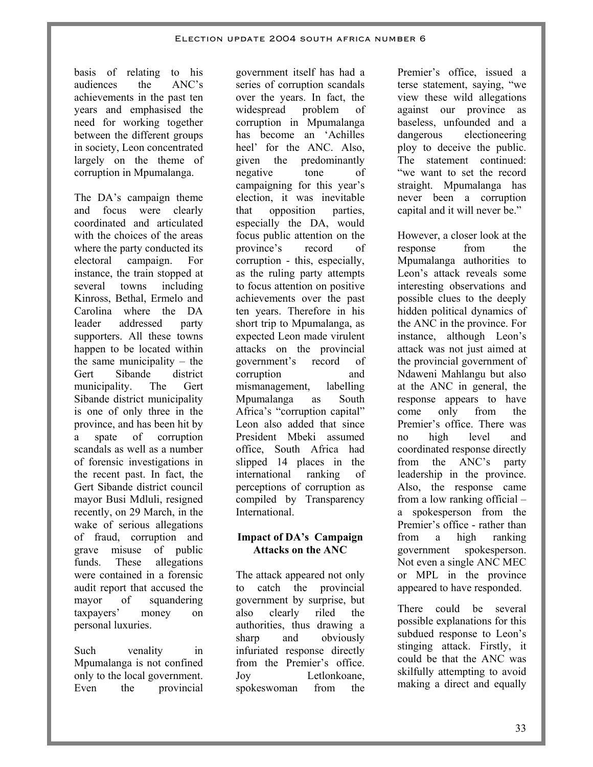basis of relating to his audiences the ANC's achievements in the past ten years and emphasised the need for working together between the different groups in society, Leon concentrated largely on the theme of corruption in Mpumalanga.

The DA's campaign theme and focus were clearly coordinated and articulated with the choices of the areas where the party conducted its electoral campaign. For instance, the train stopped at several towns including Kinross, Bethal, Ermelo and Carolina where the DA leader addressed party supporters. All these towns happen to be located within the same municipality – the Gert Sibande district municipality. The Gert Sibande district municipality is one of only three in the province, and has been hit by a spate of corruption scandals as well as a number of forensic investigations in the recent past. In fact, the Gert Sibande district council mayor Busi Mdluli, resigned recently, on 29 March, in the wake of serious allegations of fraud, corruption and grave misuse of public funds. These allegations were contained in a forensic audit report that accused the mayor of squandering taxpayers' money on personal luxuries.

Such venality in Mpumalanga is not confined only to the local government. Even the provincial government itself has had a series of corruption scandals over the years. In fact, the widespread problem of corruption in Mpumalanga has become an 'Achilles heel' for the ANC. Also, given the predominantly negative tone of campaigning for this year's election, it was inevitable that opposition parties, especially the DA, would focus public attention on the province's record of corruption - this, especially, as the ruling party attempts to focus attention on positive achievements over the past ten years. Therefore in his short trip to Mpumalanga, as expected Leon made virulent attacks on the provincial government's record of corruption and mismanagement, labelling Mpumalanga as South Africa's "corruption capital" Leon also added that since President Mbeki assumed office, South Africa had slipped 14 places in the international ranking of perceptions of corruption as compiled by Transparency International.

**Impact of DA's Campaign Attacks on the ANC**

The attack appeared not only to catch the provincial government by surprise, but also clearly riled the authorities, thus drawing a sharp and obviously infuriated response directly from the Premier's office. Joy Letlonkoane, spokeswoman from the Premier's office, issued a terse statement, saying, "we view these wild allegations against our province as baseless, unfounded and a dangerous electioneering ploy to deceive the public. The statement continued: "we want to set the record straight. Mpumalanga has never been a corruption capital and it will never be."

However, a closer look at the response from the Mpumalanga authorities to Leon's attack reveals some interesting observations and possible clues to the deeply hidden political dynamics of the ANC in the province. For instance, although Leon's attack was not just aimed at the provincial government of Ndaweni Mahlangu but also at the ANC in general, the response appears to have come only from the Premier's office. There was no high level and coordinated response directly from the ANC's party leadership in the province. Also, the response came from a low ranking official – a spokesperson from the Premier's office - rather than from a high ranking government spokesperson. Not even a single ANC MEC or MPL in the province appeared to have responded.

There could be several possible explanations for this subdued response to Leon's stinging attack. Firstly, it could be that the ANC was skilfully attempting to avoid making a direct and equally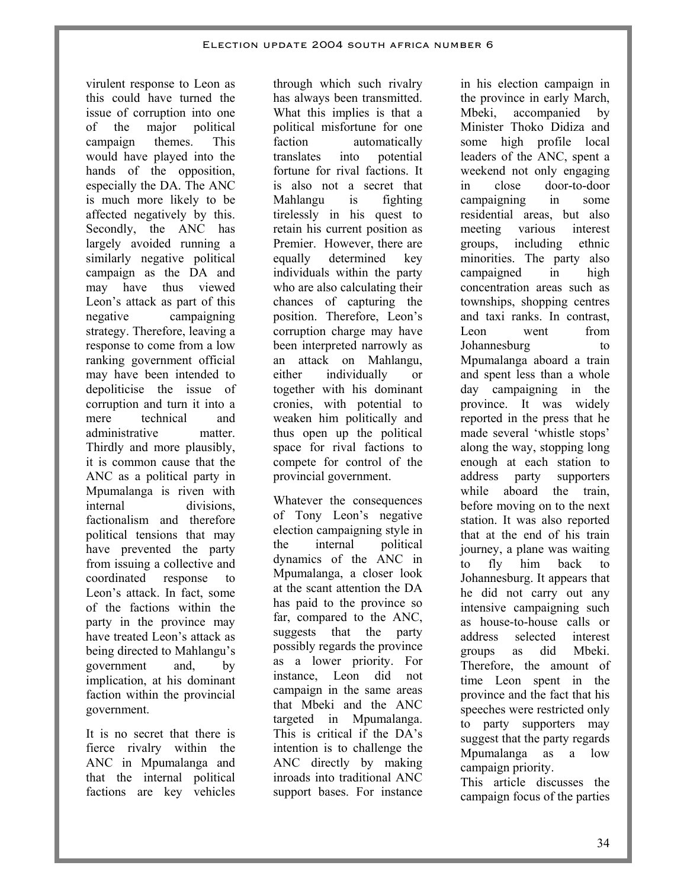virulent response to Leon as this could have turned the issue of corruption into one of the major political campaign themes. This would have played into the hands of the opposition, especially the DA. The ANC is much more likely to be affected negatively by this. Secondly, the ANC has largely avoided running a similarly negative political campaign as the DA and may have thus viewed Leon's attack as part of this negative campaigning strategy. Therefore, leaving a response to come from a low ranking government official may have been intended to depoliticise the issue of corruption and turn it into a mere technical and administrative matter. Thirdly and more plausibly, it is common cause that the ANC as a political party in Mpumalanga is riven with internal divisions, factionalism and therefore political tensions that may have prevented the party from issuing a collective and coordinated response to Leon's attack. In fact, some of the factions within the party in the province may have treated Leon's attack as being directed to Mahlangu's government and, by implication, at his dominant faction within the provincial government.

It is no secret that there is fierce rivalry within the ANC in Mpumalanga and that the internal political factions are key vehicles through which such rivalry has always been transmitted. What this implies is that a political misfortune for one faction automatically translates into potential fortune for rival factions. It is also not a secret that Mahlangu is fighting tirelessly in his quest to retain his current position as Premier. However, there are equally determined key individuals within the party who are also calculating their chances of capturing the position. Therefore, Leon's corruption charge may have been interpreted narrowly as an attack on Mahlangu, either individually or together with his dominant cronies, with potential to weaken him politically and thus open up the political space for rival factions to compete for control of the provincial government.

Whatever the consequences of Tony Leon's negative election campaigning style in the internal political dynamics of the ANC in Mpumalanga, a closer look at the scant attention the DA has paid to the province so far, compared to the ANC, suggests that the party possibly regards the province as a lower priority. For instance, Leon did not campaign in the same areas that Mbeki and the ANC targeted in Mpumalanga. This is critical if the DA's intention is to challenge the ANC directly by making inroads into traditional ANC support bases. For instance in his election campaign in the province in early March, Mbeki, accompanied by Minister Thoko Didiza and some high profile local leaders of the ANC, spent a weekend not only engaging in close door-to-door campaigning in some residential areas, but also meeting various interest groups, including ethnic minorities. The party also campaigned in high concentration areas such as townships, shopping centres and taxi ranks. In contrast, Leon went from Johannesburg to Mpumalanga aboard a train and spent less than a whole day campaigning in the province. It was widely reported in the press that he made several 'whistle stops' along the way, stopping long enough at each station to address party supporters while aboard the train, before moving on to the next station. It was also reported that at the end of his train journey, a plane was waiting to fly him back to Johannesburg. It appears that he did not carry out any intensive campaigning such as house-to-house calls or address selected interest groups as did Mbeki. Therefore, the amount of time Leon spent in the province and the fact that his speeches were restricted only to party supporters may suggest that the party regards Mpumalanga as a low campaign priority.

This article discusses the campaign focus of the parties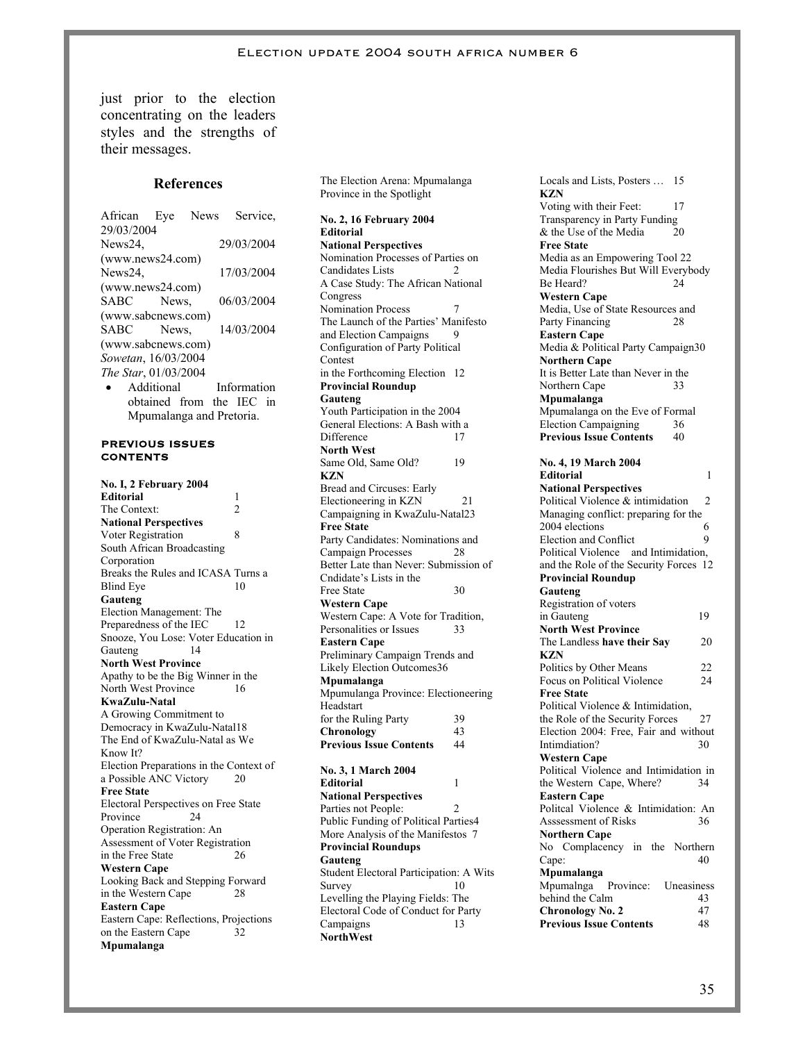just prior to the election concentrating on the leaders styles and the strengths of their messages.

## References

African Eye News Service, 29/03/2004
News24, 29/03/2004 (www.news24.com)
News24, 17/03/2004 (www.news24.com)
SABC News, 06/03/2004 (www.sabcnews.com)
SABC News, 14/03/2004 (www.sabcnews.com)
*Sowetan*, 16/03/2004
*The Star*, 01/03/2004

- Additional Information obtained from the IEC in Mpumalanga and Pretoria.

## PREVIOUS ISSUES CONTENTS

**No. I, 2 February 2004**
**Editorial** 1
The Context: 2
**National Perspectives**
Voter Registration 8
South African Broadcasting Corporation
Breaks the Rules and ICASA Turns a Blind Eye 10
**Gauteng**
Election Management: The Preparedness of the IEC 12
Snooze, You Lose: Voter Education in Gauteng 14
**North West Province**
Apathy to be the Big Winner in the North West Province 16
**KwaZulu-Natal**
A Growing Commitment to Democracy in KwaZulu-Natal18
The End of KwaZulu-Natal as We Know It?
Election Preparations in the Context of a Possible ANC Victory 20
**Free State**
Electoral Perspectives on Free State Province 24
Operation Registration: An Assessment of Voter Registration in the Free State 26
**Western Cape**
Looking Back and Stepping Forward in the Western Cape 28
**Eastern Cape**
Eastern Cape: Reflections, Projections on the Eastern Cape 32
**Mpumalanga**
The Election Arena: Mpumalanga Province in the Spotlight

**No. 2, 16 February 2004**
**Editorial**
**National Perspectives**
Nomination Processes of Parties on Candidates Lists 2
A Case Study: The African National Congress
Nomination Process 7
The Launch of the Parties' Manifesto and Election Campaigns 9
Configuration of Party Political Contest
in the Forthcoming Election 12
**Provincial Roundup**
**Gauteng**
Youth Participation in the 2004 General Elections: A Bash with a Difference 17
**North West**
Same Old, Same Old? 19
**KZN**
Bread and Circuses: Early Electioneering in KZN 21
Campaigning in KwaZulu-Natal23
**Free State**
Party Candidates: Nominations and Campaign Processes 28
Better Late than Never: Submission of Cndidate's Lists in the Free State 30
**Western Cape**
Western Cape: A Vote for Tradition, Personalities or Issues 33
**Eastern Cape**
Preliminary Campaign Trends and Likely Election Outcomes36
**Mpumalanga**
Mpumulanga Province: Electioneering Headstart
for the Ruling Party 39
**Chronology** 43
**Previous Issue Contents** 44

**No. 3, 1 March 2004**
**Editorial** 1
**National Perspectives**
Parties not People: 2
Public Funding of Political Parties4
More Analysis of the Manifestos 7
**Provincial Roundups**
**Gauteng**
Student Electoral Participation: A Wits Survey 10
Levelling the Playing Fields: The Electoral Code of Conduct for Party Campaigns 13
**NorthWest**
Locals and Lists, Posters … 15
**KZN**
Voting with their Feet: 17
Transparency in Party Funding & the Use of the Media 20
**Free State**
Media as an Empowering Tool 22
Media Flourishes But Will Everybody Be Heard? 24
**Western Cape**
Media, Use of State Resources and Party Financing 28
**Eastern Cape**
Media & Political Party Campaign30
**Northern Cape**
It is Better Late than Never in the Northern Cape 33
**Mpumalanga**
Mpumalanga on the Eve of Formal Election Campaigning 36
**Previous Issue Contents** 40

**No. 4, 19 March 2004**
**Editorial** 1
**National Perspectives**
Political Violence & intimidation 2
Managing conflict: preparing for the 2004 elections 6
Election and Conflict 9
Political Violence and Intimidation, and the Role of the Security Forces 12
**Provincial Roundup**
**Gauteng**
Registration of voters in Gauteng 19
**North West Province**
The Landless **have their Say** 20
**KZN**
Politics by Other Means 22
Focus on Political Violence 24
**Free State**
Political Violence & Intimidation, the Role of the Security Forces 27
Election 2004: Free, Fair and without Intimdiation? 30
**Western Cape**
Political Violence and Intimidation in the Western Cape, Where? 34
**Eastern Cape**
Politcal Violence & Intimidation: An Asssessment of Risks 36
**Northern Cape**
No Complacency in the Northern Cape: 40
**Mpumalanga**
Mpumalnga Province: Uneasiness behind the Calm 43
**Chronology No. 2** 47
**Previous Issue Contents** 48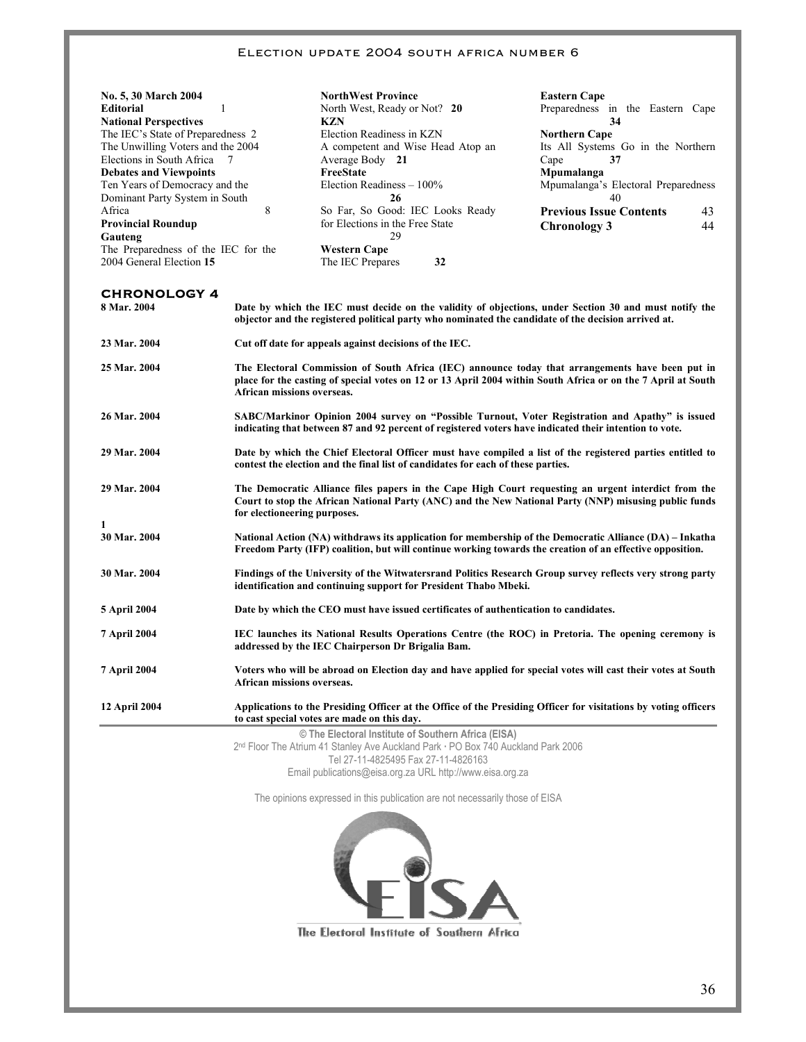**No. 5, 30 March 2004**
**Editorial** 1
**National Perspectives**
The IEC's State of Preparedness 2
The Unwilling Voters and the 2004 Elections in South Africa 7
**Debates and Viewpoints**
Ten Years of Democracy and the Dominant Party System in South Africa 8
**Provincial Roundup**
**Gauteng**
The Preparedness of the IEC for the 2004 General Election **15**
**NorthWest Province**
North West, Ready or Not? **20**
**KZN**
Election Readiness in KZN
A competent and Wise Head Atop an Average Body **21**
**FreeState**
Election Readiness – 100% **26**
So Far, So Good: IEC Looks Ready for Elections in the Free State 29
**Western Cape**
The IEC Prepares **32**
**Eastern Cape**
Preparedness in the Eastern Cape **34**
**Northern Cape**
Its All Systems Go in the Northern Cape **37**
**Mpumalanga**
Mpumalanga's Electoral Preparedness 40
**Previous Issue Contents** 43
**Chronology 3** 44

## CHRONOLOGY 4

| | |
|---|---|
| **8 Mar. 2004** | **Date by which the IEC must decide on the validity of objections, under Section 30 and must notify the objector and the registered political party who nominated the candidate of the decision arrived at.** |
| **23 Mar. 2004** | **Cut off date for appeals against decisions of the IEC.** |
| **25 Mar. 2004** | **The Electoral Commission of South Africa (IEC) announce today that arrangements have been put in place for the casting of special votes on 12 or 13 April 2004 within South Africa or on the 7 April at South African missions overseas.** |
| **26 Mar. 2004** | **SABC/Markinor Opinion 2004 survey on "Possible Turnout, Voter Registration and Apathy" is issued indicating that between 87 and 92 percent of registered voters have indicated their intention to vote.** |
| **29 Mar. 2004** | **Date by which the Chief Electoral Officer must have compiled a list of the registered parties entitled to contest the election and the final list of candidates for each of these parties.** |
| **29 Mar. 2004** | **The Democratic Alliance files papers in the Cape High Court requesting an urgent interdict from the Court to stop the African National Party (ANC) and the New National Party (NNP) misusing public funds for electioneering purposes.** |
| **1** | |
| **30 Mar. 2004** | **National Action (NA) withdraws its application for membership of the Democratic Alliance (DA) – Inkatha Freedom Party (IFP) coalition, but will continue working towards the creation of an effective opposition.** |
| **30 Mar. 2004** | **Findings of the University of the Witwatersrand Politics Research Group survey reflects very strong party identification and continuing support for President Thabo Mbeki.** |
| **5 April 2004** | **Date by which the CEO must have issued certificates of authentication to candidates.** |
| **7 April 2004** | **IEC launches its National Results Operations Centre (the ROC) in Pretoria. The opening ceremony is addressed by the IEC Chairperson Dr Brigalia Bam.** |
| **7 April 2004** | **Voters who will be abroad on Election day and have applied for special votes will cast their votes at South African missions overseas.** |
| **12 April 2004** | **Applications to the Presiding Officer at the Office of the Presiding Officer for visitations by voting officers to cast special votes are made on this day.** |

**© The Electoral Institute of Southern Africa (EISA)**
2nd Floor The Atrium 41 Stanley Ave Auckland Park · PO Box 740 Auckland Park 2006
Tel 27-11-4825495 Fax 27-11-4826163
Email publications@eisa.org.za URL http://www.eisa.org.za

The opinions expressed in this publication are not necessarily those of EISA

EISA
The Electoral Institute of Southern Africa